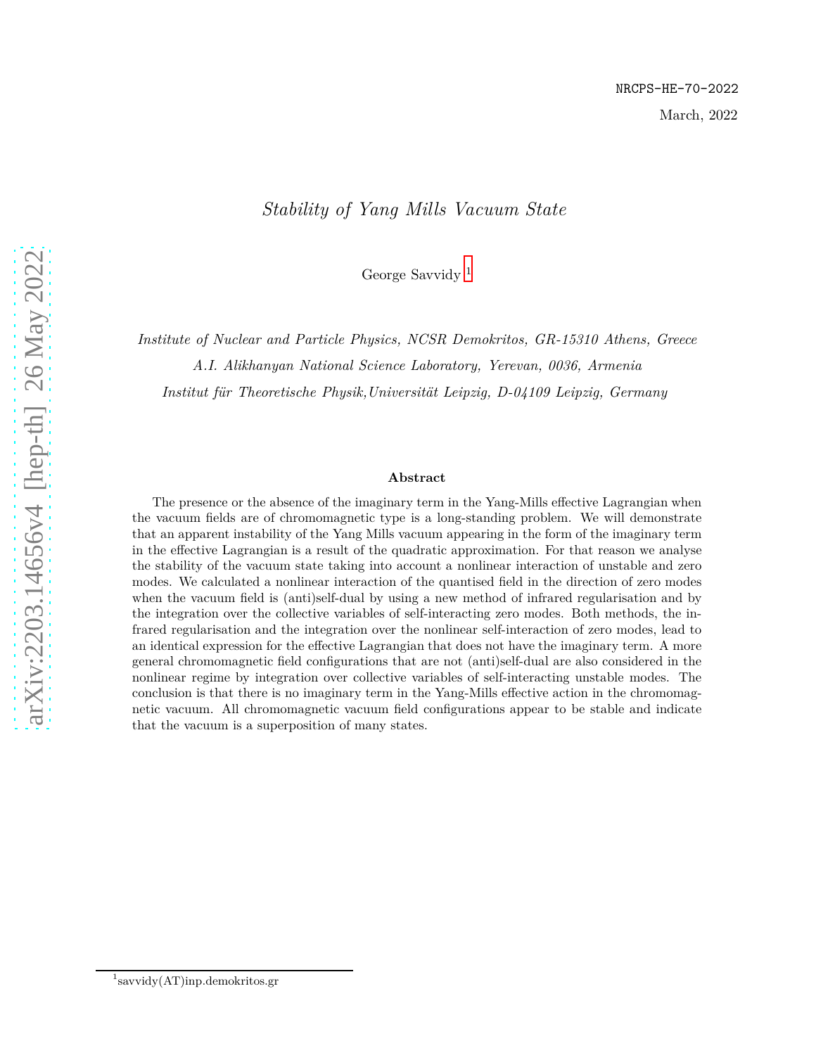NRCPS-HE-70-2022

March, 2022

# *Stability of Yang Mills Vacuum State*

George Savvidy [1]

*Institute of Nuclear and Particle Physics, NCSR Demokritos, GR-15310 Athens, Greece*

*A.I. Alikhanyan National Science Laboratory, Yerevan, 0036, Armenia*

*Institut für Theoretische Physik,Universität Leipzig, D-04109 Leipzig, Germany*

**Abstract**

The presence or the absence of the imaginary term in the Yang-Mills effective Lagrangian when the vacuum fields are of chromomagnetic type is a long-standing problem. We will demonstrate that an apparent instability of the Yang Mills vacuum appearing in the form of the imaginary term in the effective Lagrangian is a result of the quadratic approximation. For that reason we analyse the stability of the vacuum state taking into account a nonlinear interaction of unstable and zero modes. We calculated a nonlinear interaction of the quantised field in the direction of zero modes when the vacuum field is (anti)self-dual by using a new method of infrared regularisation and by the integration over the collective variables of self-interacting zero modes. Both methods, the infrared regularisation and the integration over the nonlinear self-interaction of zero modes, lead to an identical expression for the effective Lagrangian that does not have the imaginary term. A more general chromomagnetic field configurations that are not (anti)self-dual are also considered in the nonlinear regime by integration over collective variables of self-interacting unstable modes. The conclusion is that there is no imaginary term in the Yang-Mills effective action in the chromomagnetic vacuum. All chromomagnetic vacuum field configurations appear to be stable and indicate that the vacuum is a superposition of many states.

[1] savvidy(AT)inp.demokritos.gr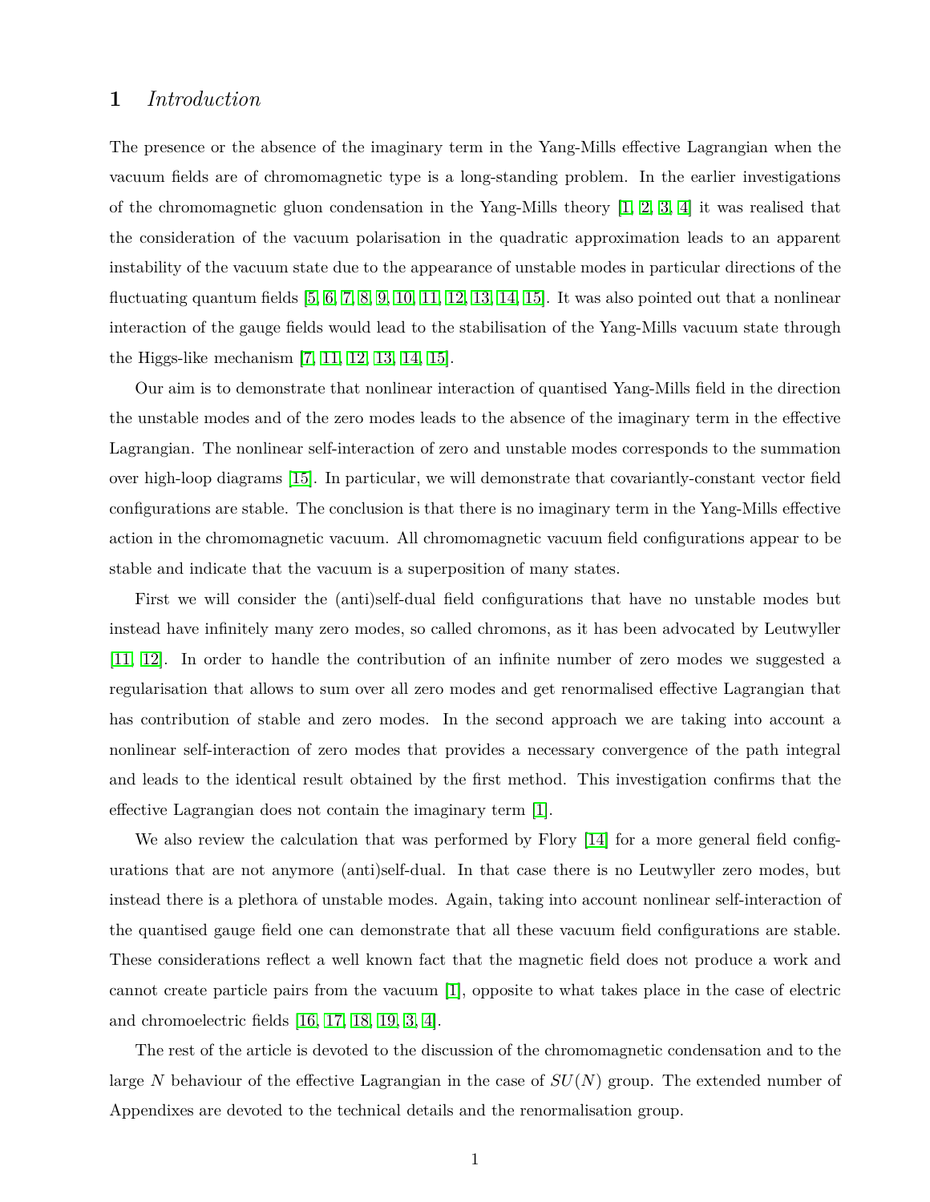## 1 *Introduction*

The presence or the absence of the imaginary term in the Yang-Mills effective Lagrangian when the vacuum fields are of chromomagnetic type is a long-standing problem. In the earlier investigations of the chromomagnetic gluon condensation in the Yang-Mills theory [1, 2, 3, 4] it was realised that the consideration of the vacuum polarisation in the quadratic approximation leads to an apparent instability of the vacuum state due to the appearance of unstable modes in particular directions of the fluctuating quantum fields [5, 6, 7, 8, 9, 10, 11, 12, 13, 14, 15]. It was also pointed out that a nonlinear interaction of the gauge fields would lead to the stabilisation of the Yang-Mills vacuum state through the Higgs-like mechanism [7, 11, 12, 13, 14, 15].

Our aim is to demonstrate that nonlinear interaction of quantised Yang-Mills field in the direction the unstable modes and of the zero modes leads to the absence of the imaginary term in the effective Lagrangian. The nonlinear self-interaction of zero and unstable modes corresponds to the summation over high-loop diagrams [15]. In particular, we will demonstrate that covariantly-constant vector field configurations are stable. The conclusion is that there is no imaginary term in the Yang-Mills effective action in the chromomagnetic vacuum. All chromomagnetic vacuum field configurations appear to be stable and indicate that the vacuum is a superposition of many states.

First we will consider the (anti)self-dual field configurations that have no unstable modes but instead have infinitely many zero modes, so called chromons, as it has been advocated by Leutwyller [11, 12]. In order to handle the contribution of an infinite number of zero modes we suggested a regularisation that allows to sum over all zero modes and get renormalised effective Lagrangian that has contribution of stable and zero modes. In the second approach we are taking into account a nonlinear self-interaction of zero modes that provides a necessary convergence of the path integral and leads to the identical result obtained by the first method. This investigation confirms that the effective Lagrangian does not contain the imaginary term [1].

We also review the calculation that was performed by Flory [14] for a more general field configurations that are not anymore (anti)self-dual. In that case there is no Leutwyller zero modes, but instead there is a plethora of unstable modes. Again, taking into account nonlinear self-interaction of the quantised gauge field one can demonstrate that all these vacuum field configurations are stable. These considerations reflect a well known fact that the magnetic field does not produce a work and cannot create particle pairs from the vacuum [1], opposite to what takes place in the case of electric and chromoelectric fields [16, 17, 18, 19, 3, 4].

The rest of the article is devoted to the discussion of the chromomagnetic condensation and to the large $N$ behaviour of the effective Lagrangian in the case of $SU(N)$ group. The extended number of Appendixes are devoted to the technical details and the renormalisation group.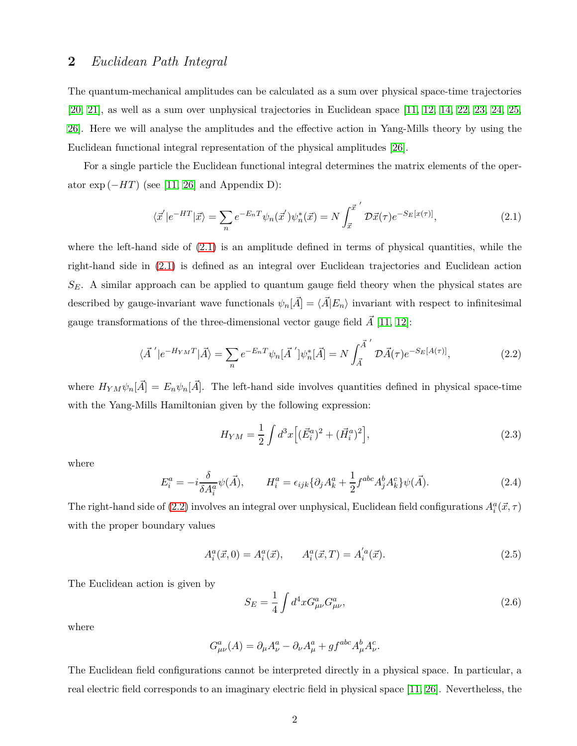## 2 *Euclidean Path Integral*

The quantum-mechanical amplitudes can be calculated as a sum over physical space-time trajectories [20, 21], as well as a sum over unphysical trajectories in Euclidean space [11, 12, 14, 22, 23, 24, 25, 26]. Here we will analyse the amplitudes and the effective action in Yang-Mills theory by using the Euclidean functional integral representation of the physical amplitudes [26].

For a single particle the Euclidean functional integral determines the matrix elements of the operator $\exp(-HT)$ (see [11, 26] and Appendix D):

$$
\langle \vec{x}^{'} | e^{-HT} | \vec{x} \rangle = \sum_n e^{-E_n T} \psi_n(\vec{x}^{'}) \psi_n^*(\vec{x}) = N \int_{\vec{x}}^{\vec{x}^{\,'}} \mathcal{D}\vec{x}(\tau) e^{-S_E[x(\tau)]}, \tag{2.1}
$$

where the left-hand side of (2.1) is an amplitude defined in terms of physical quantities, while the right-hand side in (2.1) is defined as an integral over Euclidean trajectories and Euclidean action $S_E$. A similar approach can be applied to quantum gauge field theory when the physical states are described by gauge-invariant wave functionals $\psi_n[\vec{A}] = \langle \vec{A} | E_n \rangle$ invariant with respect to infinitesimal gauge transformations of the three-dimensional vector gauge field $\vec{A}$ [11, 12]:

$$
\langle \vec{A}^{\,'} | e^{-H_{YM} T} | \vec{A} \rangle = \sum_n e^{-E_n T} \psi_n[\vec{A}^{\,'}] \psi_n^*[\vec{A}] = N \int_{\vec{A}}^{\vec{A}^{\,'}} \mathcal{D}\vec{A}(\tau) e^{-S_E[A(\tau)]}, \tag{2.2}
$$

where $H_{YM}\psi_n[\vec{A}] = E_n \psi_n[\vec{A}]$. The left-hand side involves quantities defined in physical space-time with the Yang-Mills Hamiltonian given by the following expression:

$$
H_{YM} = \frac{1}{2} \int d^3x \Big[ (\vec{E}_i^a)^2 + (\vec{H}_i^a)^2 \Big], \tag{2.3}
$$

where

$$
E_i^a = -i \frac{\delta}{\delta A_i^a} \psi(\vec{A}), \qquad H_i^a = \epsilon_{ijk} \{ \partial_j A_k^a + \frac{1}{2} f^{abc} A_j^b A_k^c \} \psi(\vec{A}). \tag{2.4}
$$

The right-hand side of (2.2) involves an integral over unphysical, Euclidean field configurations $A_i^a(\vec{x}, \tau)$ with the proper boundary values

$$
A_i^a(\vec{x}, 0) = A_i^a(\vec{x}), \qquad A_i^a(\vec{x}, T) = A_i^{'a}(\vec{x}). \tag{2.5}
$$

The Euclidean action is given by

$$
S_E = \frac{1}{4} \int d^4x G_{\mu\nu}^a G_{\mu\nu}^a, \tag{2.6}
$$

where

$$
G_{\mu\nu}^a(A) = \partial_\mu A_\nu^a - \partial_\nu A_\mu^a + g f^{abc} A_\mu^b A_\nu^c.
$$

The Euclidean field configurations cannot be interpreted directly in a physical space. In particular, a real electric field corresponds to an imaginary electric field in physical space [11, 26]. Nevertheless, the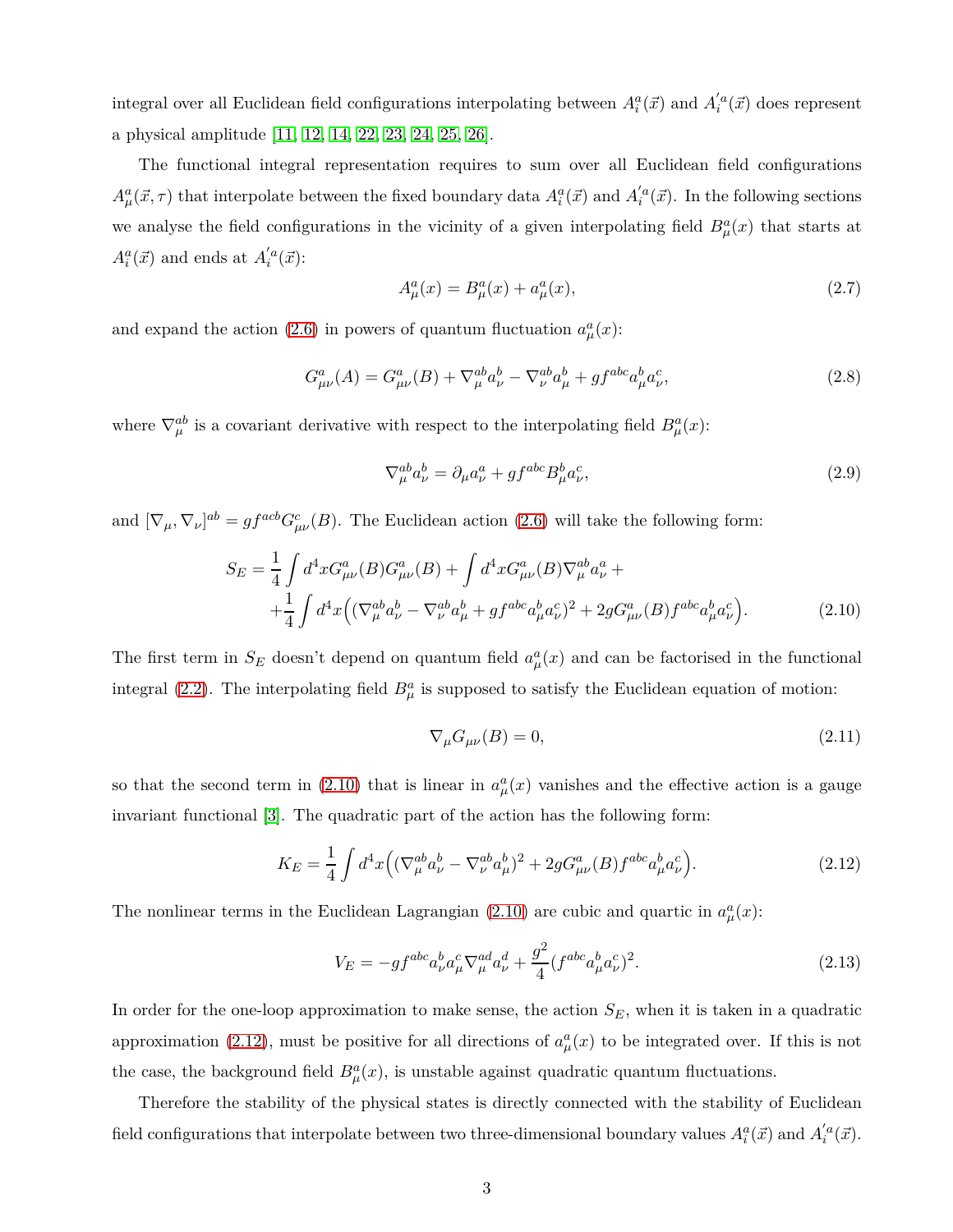integral over all Euclidean field configurations interpolating between $A^a_i(\vec{x})$ and $A^{'a}_i(\vec{x})$ does represent a physical amplitude [11, 12, 14, 22, 23, 24, 25, 26].

The functional integral representation requires to sum over all Euclidean field configurations $A^a_\mu(\vec{x},\tau)$ that interpolate between the fixed boundary data $A^a_i(\vec{x})$ and $A^{'a}_i(\vec{x})$. In the following sections we analyse the field configurations in the vicinity of a given interpolating field $B^a_\mu(x)$ that starts at $A^a_i(\vec{x})$ and ends at $A^{'a}_i(\vec{x})$:

$$A^a_\mu(x) = B^a_\mu(x) + a^a_\mu(x), \tag{2.7}$$

and expand the action (2.6) in powers of quantum fluctuation $a^a_\mu(x)$:

$$G^a_{\mu\nu}(A) = G^a_{\mu\nu}(B) + \nabla^{ab}_\mu a^b_\nu - \nabla^{ab}_\nu a^b_\mu + g f^{abc} a^b_\mu a^c_\nu, \tag{2.8}$$

where $\nabla^{ab}_\mu$ is a covariant derivative with respect to the interpolating field $B^a_\mu(x)$:

$$\nabla^{ab}_\mu a^b_\nu = \partial_\mu a^a_\nu + g f^{abc} B^b_\mu a^c_\nu, \tag{2.9}$$

and $[\nabla_\mu, \nabla_\nu]^{ab} = g f^{acb} G^c_{\mu\nu}(B)$. The Euclidean action (2.6) will take the following form:

$$\begin{aligned} S_E = \frac{1}{4}\int d^4x G^a_{\mu\nu}(B) G^a_{\mu\nu}(B) + \int d^4x G^a_{\mu\nu}(B) \nabla^{ab}_\mu a^a_\nu + \\ + \frac{1}{4}\int d^4x \Big( (\nabla^{ab}_\mu a^b_\nu - \nabla^{ab}_\nu a^b_\mu + g f^{abc} a^b_\mu a^c_\nu)^2 + 2g G^a_{\mu\nu}(B) f^{abc} a^b_\mu a^c_\nu \Big). \end{aligned} \tag{2.10}$$

The first term in $S_E$ doesn't depend on quantum field $a^a_\mu(x)$ and can be factorised in the functional integral (2.2). The interpolating field $B^a_\mu$ is supposed to satisfy the Euclidean equation of motion:

$$\nabla_\mu G_{\mu\nu}(B) = 0, \tag{2.11}$$

so that the second term in (2.10) that is linear in $a^a_\mu(x)$ vanishes and the effective action is a gauge invariant functional [3]. The quadratic part of the action has the following form:

$$K_E = \frac{1}{4}\int d^4x \Big( (\nabla^{ab}_\mu a^b_\nu - \nabla^{ab}_\nu a^b_\mu)^2 + 2g G^a_{\mu\nu}(B) f^{abc} a^b_\mu a^c_\nu \Big). \tag{2.12}$$

The nonlinear terms in the Euclidean Lagrangian (2.10) are cubic and quartic in $a^a_\mu(x)$:

$$V_E = -g f^{abc} a^b_\nu a^c_\mu \nabla^{ad}_\mu a^d_\nu + \frac{g^2}{4}(f^{abc} a^b_\mu a^c_\nu)^2. \tag{2.13}$$

In order for the one-loop approximation to make sense, the action $S_E$, when it is taken in a quadratic approximation (2.12), must be positive for all directions of $a^a_\mu(x)$ to be integrated over. If this is not the case, the background field $B^a_\mu(x)$, is unstable against quadratic quantum fluctuations.

Therefore the stability of the physical states is directly connected with the stability of Euclidean field configurations that interpolate between two three-dimensional boundary values $A^a_i(\vec{x})$ and $A^{'a}_i(\vec{x})$.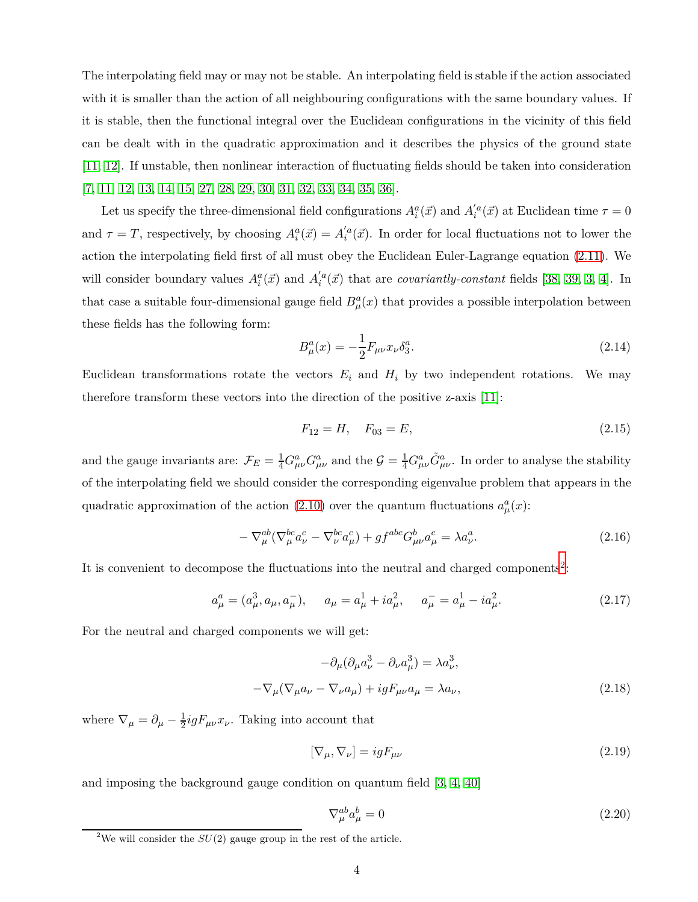The interpolating field may or may not be stable. An interpolating field is stable if the action associated with it is smaller than the action of all neighbouring configurations with the same boundary values. If it is stable, then the functional integral over the Euclidean configurations in the vicinity of this field can be dealt with in the quadratic approximation and it describes the physics of the ground state [11, 12]. If unstable, then nonlinear interaction of fluctuating fields should be taken into consideration [7, 11, 12, 13, 14, 15, 27, 28, 29, 30, 31, 32, 33, 34, 35, 36].

Let us specify the three-dimensional field configurations $A^a_i(\vec{x})$ and $A^{'a}_i(\vec{x})$ at Euclidean time $\tau = 0$ and $\tau = T$, respectively, by choosing $A^a_i(\vec{x}) = A^{'a}_i(\vec{x})$. In order for local fluctuations not to lower the action the interpolating field first of all must obey the Euclidean Euler-Lagrange equation (2.11). We will consider boundary values $A^a_i(\vec{x})$ and $A^{'a}_i(\vec{x})$ that are *covariantly-constant* fields [38, 39, 3, 4]. In that case a suitable four-dimensional gauge field $B^a_\mu(x)$ that provides a possible interpolation between these fields has the following form:

$$B^a_\mu(x) = -\frac{1}{2} F_{\mu\nu} x_\nu \delta^a_3. \tag{2.14}$$

Euclidean transformations rotate the vectors $E_i$ and $H_i$ by two independent rotations. We may therefore transform these vectors into the direction of the positive z-axis [11]:

$$F_{12} = H, \quad F_{03} = E, \tag{2.15}$$

and the gauge invariants are: $\mathcal{F}_E = \frac{1}{4} G^a_{\mu\nu} G^a_{\mu\nu}$ and the $\mathcal{G} = \frac{1}{4} G^a_{\mu\nu} \tilde{G}^a_{\mu\nu}$. In order to analyse the stability of the interpolating field we should consider the corresponding eigenvalue problem that appears in the quadratic approximation of the action (2.10) over the quantum fluctuations $a^a_\mu(x)$:

$$-\nabla^{ab}_\mu (\nabla^{bc}_\mu a^c_\nu - \nabla^{bc}_\nu a^c_\mu) + g f^{abc} G^b_{\mu\nu} a^c_\mu = \lambda a^a_\nu. \tag{2.16}$$

It is convenient to decompose the fluctuations into the neutral and charged components[2]:

$$a^a_\mu = (a^3_\mu, a_\mu, a^-_\mu), \quad a_\mu = a^1_\mu + i a^2_\mu, \quad a^-_\mu = a^1_\mu - i a^2_\mu. \tag{2.17}$$

For the neutral and charged components we will get:

$$\begin{gathered} -\partial_\mu (\partial_\mu a^3_\nu - \partial_\nu a^3_\mu) = \lambda a^3_\nu, \\ -\nabla_\mu (\nabla_\mu a_\nu - \nabla_\nu a_\mu) + i g F_{\mu\nu} a_\mu = \lambda a_\nu, \end{gathered} \tag{2.18}$$

where $\nabla_\mu = \partial_\mu - \frac{1}{2} i g F_{\mu\nu} x_\nu$. Taking into account that

$$[\nabla_\mu, \nabla_\nu] = i g F_{\mu\nu} \tag{2.19}$$

and imposing the background gauge condition on quantum field [3, 4, 40]

$$\nabla^{ab}_\mu a^b_\mu = 0 \tag{2.20}$$

[2] We will consider the $SU(2)$ gauge group in the rest of the article.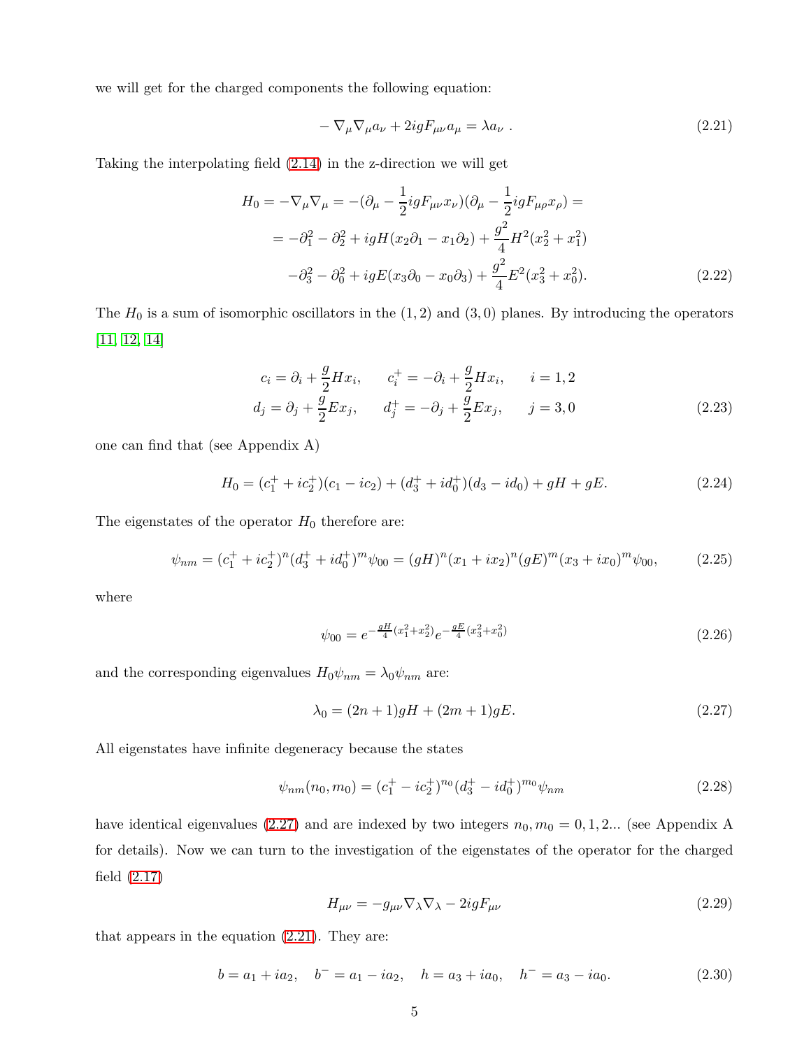we will get for the charged components the following equation:

$$- \nabla_\mu \nabla_\mu a_\nu + 2igF_{\mu\nu} a_\mu = \lambda a_\nu \ . \tag{2.21}$$

Taking the interpolating field (2.14) in the z-direction we will get

$$\begin{aligned}
H_0 = -\nabla_\mu \nabla_\mu &= -(\partial_\mu - \frac{1}{2} igF_{\mu\nu} x_\nu)(\partial_\mu - \frac{1}{2} igF_{\mu\rho} x_\rho) = \\
&= -\partial_1^2 - \partial_2^2 + igH(x_2 \partial_1 - x_1 \partial_2) + \frac{g^2}{4} H^2 (x_2^2 + x_1^2) \\
&\quad -\partial_3^2 - \partial_0^2 + igE(x_3 \partial_0 - x_0 \partial_3) + \frac{g^2}{4} E^2 (x_3^2 + x_0^2).
\end{aligned} \tag{2.22}$$

The $H_0$ is a sum of isomorphic oscillators in the $(1,2)$ and $(3,0)$ planes. By introducing the operators [11, 12, 14]

$$\begin{aligned}
c_i &= \partial_i + \frac{g}{2} H x_i, \qquad c_i^+ = -\partial_i + \frac{g}{2} H x_i, \qquad i = 1,2 \\
d_j &= \partial_j + \frac{g}{2} E x_j, \qquad d_j^+ = -\partial_j + \frac{g}{2} E x_j, \qquad j = 3,0
\end{aligned} \tag{2.23}$$

one can find that (see Appendix A)

$$H_0 = (c_1^+ + ic_2^+)(c_1 - ic_2) + (d_3^+ + id_0^+)(d_3 - id_0) + gH + gE. \tag{2.24}$$

The eigenstates of the operator $H_0$ therefore are:

$$\psi_{nm} = (c_1^+ + ic_2^+)^n (d_3^+ + id_0^+)^m \psi_{00} = (gH)^n (x_1 + ix_2)^n (gE)^m (x_3 + ix_0)^m \psi_{00}, \tag{2.25}$$

where

$$\psi_{00} = e^{-\frac{gH}{4}(x_1^2 + x_2^2)} e^{-\frac{gE}{4}(x_3^2 + x_0^2)} \tag{2.26}$$

and the corresponding eigenvalues $H_0 \psi_{nm} = \lambda_0 \psi_{nm}$ are:

$$\lambda_0 = (2n+1) gH + (2m+1) gE. \tag{2.27}$$

All eigenstates have infinite degeneracy because the states

$$\psi_{nm}(n_0, m_0) = (c_1^+ - ic_2^+)^{n_0} (d_3^+ - id_0^+)^{m_0} \psi_{nm} \tag{2.28}$$

have identical eigenvalues (2.27) and are indexed by two integers $n_0, m_0 = 0, 1, 2...$ (see Appendix A for details). Now we can turn to the investigation of the eigenstates of the operator for the charged field (2.17)

$$H_{\mu\nu} = -g_{\mu\nu} \nabla_\lambda \nabla_\lambda - 2igF_{\mu\nu} \tag{2.29}$$

that appears in the equation (2.21). They are:

$$b = a_1 + ia_2, \quad b^- = a_1 - ia_2, \quad h = a_3 + ia_0, \quad h^- = a_3 - ia_0. \tag{2.30}$$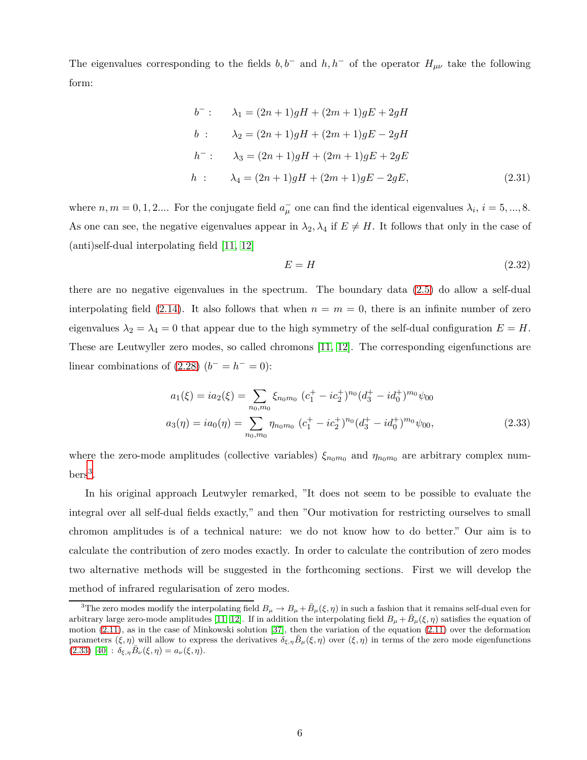The eigenvalues corresponding to the fields $b, b^-$ and $h, h^-$ of the operator $H_{\mu\nu}$ take the following form:

$$
\begin{aligned}
b^- : \quad & \lambda_1 = (2n+1)gH + (2m+1)gE + 2gH \\
b \;: \quad & \lambda_2 = (2n+1)gH + (2m+1)gE - 2gH \\
h^- : \quad & \lambda_3 = (2n+1)gH + (2m+1)gE + 2gE \\
h \;: \quad & \lambda_4 = (2n+1)gH + (2m+1)gE - 2gE,
\end{aligned}
\tag{2.31}
$$

where $n, m = 0, 1, 2....$ For the conjugate field $a^-_\mu$ one can find the identical eigenvalues $\lambda_i$, $i = 5, ..., 8$. As one can see, the negative eigenvalues appear in $\lambda_2, \lambda_4$ if $E \neq H$. It follows that only in the case of (anti)self-dual interpolating field [11, 12]

$$
E = H \tag{2.32}
$$

there are no negative eigenvalues in the spectrum. The boundary data (2.5) do allow a self-dual interpolating field (2.14). It also follows that when $n = m = 0$, there is an infinite number of zero eigenvalues $\lambda_2 = \lambda_4 = 0$ that appear due to the high symmetry of the self-dual configuration $E = H$. These are Leutwyller zero modes, so called chromons [11, 12]. The corresponding eigenfunctions are linear combinations of (2.28) ($b^- = h^- = 0$):

$$
\begin{aligned}
a_1(\xi) = i a_2(\xi) &= \sum_{n_0, m_0} \xi_{n_0 m_0} \, (c^+_1 - i c^+_2)^{n_0} (d^+_3 - i d^+_0)^{m_0} \psi_{00} \\
a_3(\eta) = i a_0(\eta) &= \sum_{n_0, m_0} \eta_{n_0 m_0} \, (c^+_1 - i c^+_2)^{n_0} (d^+_3 - i d^+_0)^{m_0} \psi_{00},
\end{aligned}
\tag{2.33}
$$

where the zero-mode amplitudes (collective variables) $\xi_{n_0 m_0}$ and $\eta_{n_0 m_0}$ are arbitrary complex numbers[3].

In his original approach Leutwyler remarked, "It does not seem to be possible to evaluate the integral over all self-dual fields exactly," and then "Our motivation for restricting ourselves to small chromon amplitudes is of a technical nature: we do not know how to do better." Our aim is to calculate the contribution of zero modes exactly. In order to calculate the contribution of zero modes two alternative methods will be suggested in the forthcoming sections. First we will develop the method of infrared regularisation of zero modes.

[3] The zero modes modify the interpolating field $B_\mu \to B_\mu + \bar{B}_\mu(\xi, \eta)$ in such a fashion that it remains self-dual even for arbitrary large zero-mode amplitudes [11, 12]. If in addition the interpolating field $B_\mu + \bar{B}_\mu(\xi, \eta)$ satisfies the equation of motion (2.11), as in the case of Minkowski solution [37], then the variation of the equation (2.11) over the deformation parameters $(\xi, \eta)$ will allow to express the derivatives $\delta_{\xi,\eta} \bar{B}_\mu(\xi, \eta)$ over $(\xi, \eta)$ in terms of the zero mode eigenfunctions (2.33) [40] : $\delta_{\xi,\eta} \bar{B}_\nu(\xi, \eta) = a_\nu(\xi, \eta)$.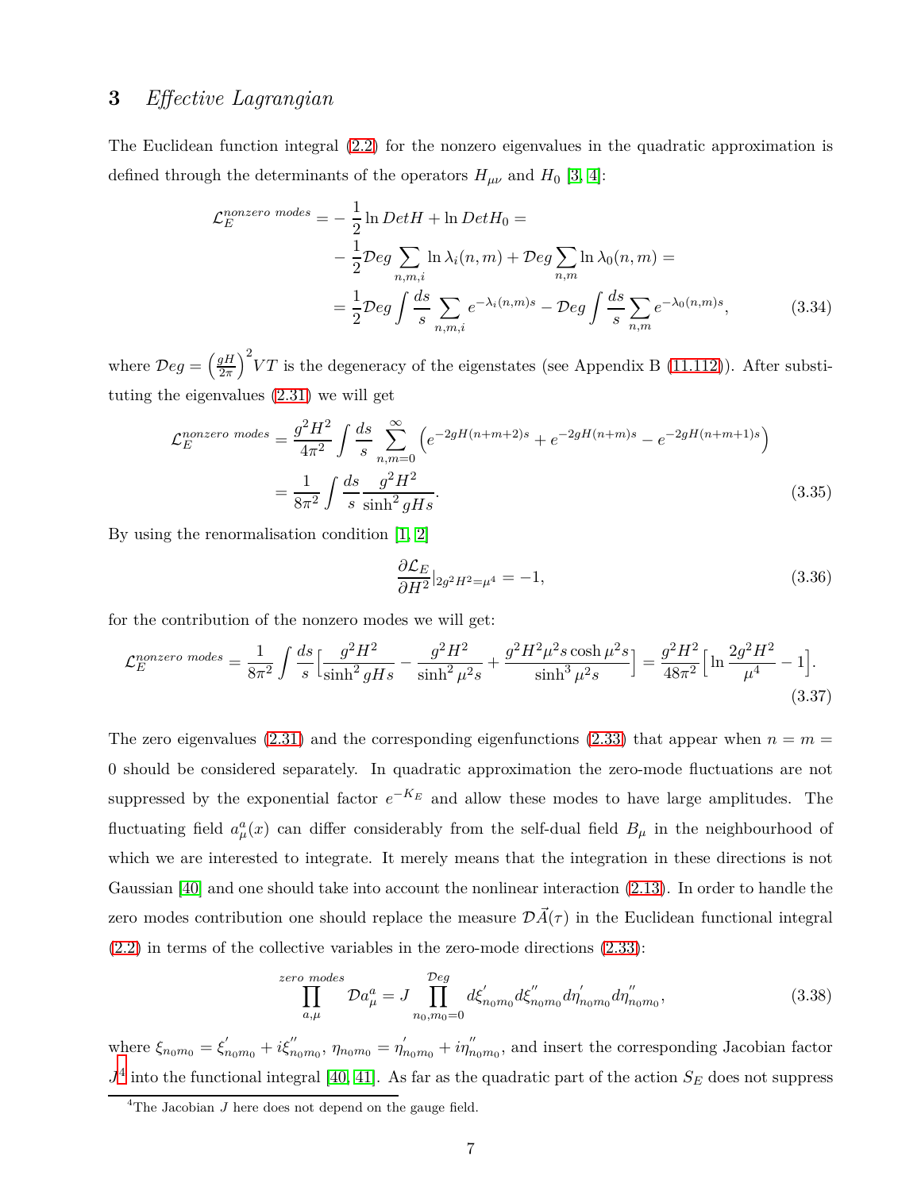## 3 *Effective Lagrangian*

The Euclidean function integral (2.2) for the nonzero eigenvalues in the quadratic approximation is defined through the determinants of the operators $H_{\mu\nu}$ and $H_0$ [3, 4]:

$$
\begin{aligned}
\mathcal{L}_E^{nonzero\ modes} = & -\frac{1}{2}\ln DetH + \ln DetH_0 = \\
& -\frac{1}{2}\mathcal{D}eg\sum_{n,m,i}\ln\lambda_i(n,m) + \mathcal{D}eg\sum_{n,m}\ln\lambda_0(n,m) = \\
& = \frac{1}{2}\mathcal{D}eg\int\frac{ds}{s}\sum_{n,m,i}e^{-\lambda_i(n,m)s} - \mathcal{D}eg\int\frac{ds}{s}\sum_{n,m}e^{-\lambda_0(n,m)s},
\end{aligned}
\tag{3.34}
$$

where $\mathcal{D}eg = \left(\frac{gH}{2\pi}\right)^2 VT$ is the degeneracy of the eigenstates (see Appendix B (11.112)). After substituting the eigenvalues (2.31) we will get

$$
\begin{aligned}
\mathcal{L}_E^{nonzero\ modes} &= \frac{g^2H^2}{4\pi^2}\int\frac{ds}{s}\sum_{n,m=0}^{\infty}\left(e^{-2gH(n+m+2)s} + e^{-2gH(n+m)s} - e^{-2gH(n+m+1)s}\right) \\
&= \frac{1}{8\pi^2}\int\frac{ds}{s}\frac{g^2H^2}{\sinh^2 gHs}.
\end{aligned}
\tag{3.35}
$$

By using the renormalisation condition [1, 2]

$$
\frac{\partial\mathcal{L}_E}{\partial H^2}|_{2g^2H^2=\mu^4} = -1,
\tag{3.36}
$$

for the contribution of the nonzero modes we will get:

$$
\mathcal{L}_E^{nonzero\ modes} = \frac{1}{8\pi^2}\int\frac{ds}{s}\Big[\frac{g^2H^2}{\sinh^2 gHs} - \frac{g^2H^2}{\sinh^2\mu^2 s} + \frac{g^2H^2\mu^2 s\cosh\mu^2 s}{\sinh^3\mu^2 s}\Big] = \frac{g^2H^2}{48\pi^2}\Big[\ln\frac{2g^2H^2}{\mu^4} - 1\Big].
\tag{3.37}
$$

The zero eigenvalues (2.31) and the corresponding eigenfunctions (2.33) that appear when $n = m = 0$ should be considered separately. In quadratic approximation the zero-mode fluctuations are not suppressed by the exponential factor $e^{-K_E}$ and allow these modes to have large amplitudes. The fluctuating field $a^a_\mu(x)$ can differ considerably from the self-dual field $B_\mu$ in the neighbourhood of which we are interested to integrate. It merely means that the integration in these directions is not Gaussian [40] and one should take into account the nonlinear interaction (2.13). In order to handle the zero modes contribution one should replace the measure $\mathcal{D}\vec{A}(\tau)$ in the Euclidean functional integral (2.2) in terms of the collective variables in the zero-mode directions (2.33):

$$
\prod_{a,\mu}^{zero\ modes}\mathcal{D}a^a_\mu = J\prod_{n_0,m_0=0}^{\mathcal{D}eg} d\xi^{'}_{n_0m_0}d\xi^{''}_{n_0m_0}d\eta^{'}_{n_0m_0}d\eta^{''}_{n_0m_0},
\tag{3.38}
$$

where $\xi_{n_0m_0} = \xi^{'}_{n_0m_0} + i\xi^{''}_{n_0m_0}$, $\eta_{n_0m_0} = \eta^{'}_{n_0m_0} + i\eta^{''}_{n_0m_0}$, and insert the corresponding Jacobian factor $J$[4] into the functional integral [40, 41]. As far as the quadratic part of the action $S_E$ does not suppress

[4] The Jacobian $J$ here does not depend on the gauge field.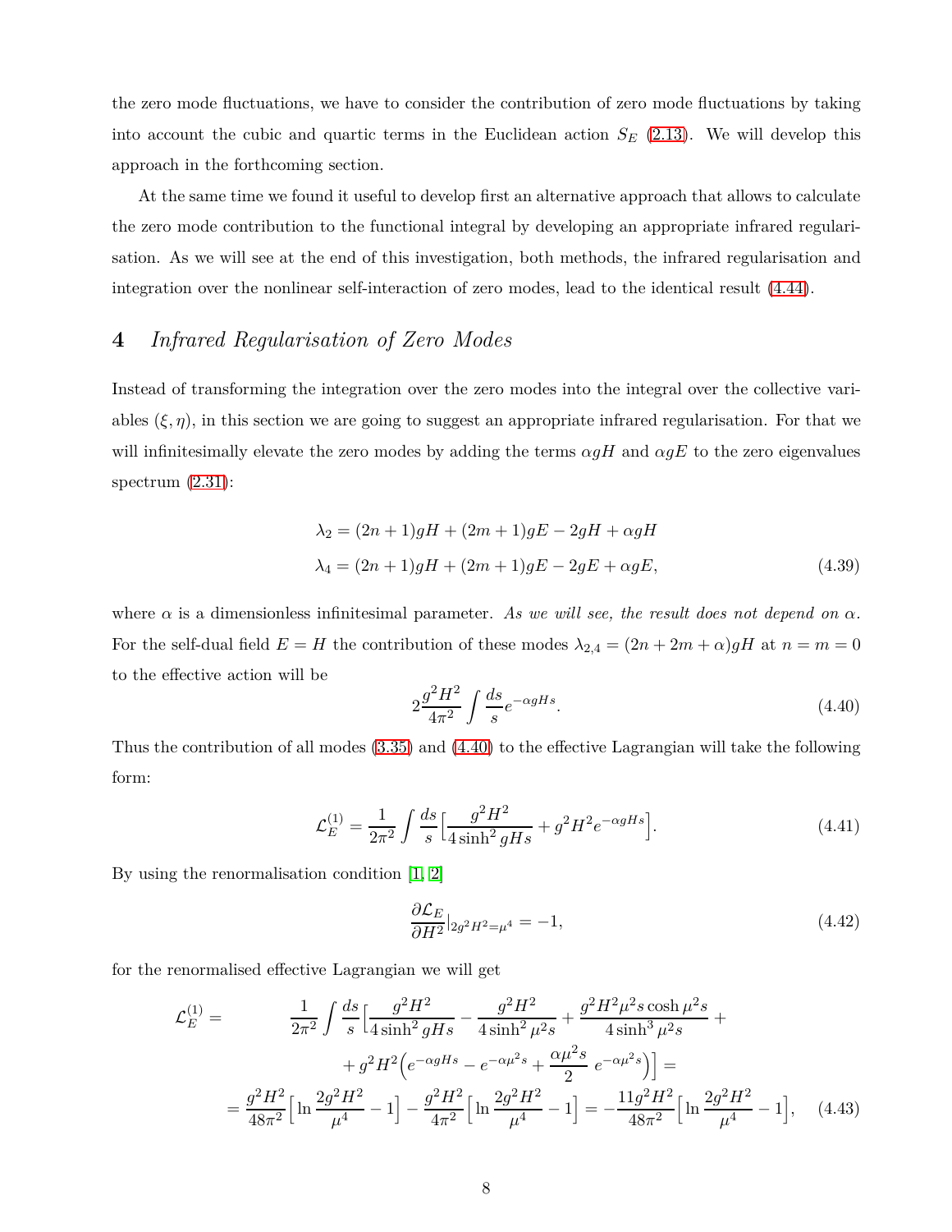the zero mode fluctuations, we have to consider the contribution of zero mode fluctuations by taking into account the cubic and quartic terms in the Euclidean action $S_E$ (2.13). We will develop this approach in the forthcoming section.

At the same time we found it useful to develop first an alternative approach that allows to calculate the zero mode contribution to the functional integral by developing an appropriate infrared regularisation. As we will see at the end of this investigation, both methods, the infrared regularisation and integration over the nonlinear self-interaction of zero modes, lead to the identical result (4.44).

## 4 *Infrared Regularisation of Zero Modes*

Instead of transforming the integration over the zero modes into the integral over the collective variables $(\xi, \eta)$, in this section we are going to suggest an appropriate infrared regularisation. For that we will infinitesimally elevate the zero modes by adding the terms $\alpha gH$ and $\alpha gE$ to the zero eigenvalues spectrum (2.31):

$$
\begin{aligned}
\lambda_2 &= (2n+1)gH + (2m+1)gE - 2gH + \alpha gH \\
\lambda_4 &= (2n+1)gH + (2m+1)gE - 2gE + \alpha gE,
\end{aligned}
\tag{4.39}
$$

where $\alpha$ is a dimensionless infinitesimal parameter. *As we will see, the result does not depend on $\alpha$.* For the self-dual field $E = H$ the contribution of these modes $\lambda_{2,4} = (2n + 2m + \alpha)gH$ at $n = m = 0$ to the effective action will be

$$
2\frac{g^2H^2}{4\pi^2}\int \frac{ds}{s} e^{-\alpha gHs}. \tag{4.40}
$$

Thus the contribution of all modes (3.35) and (4.40) to the effective Lagrangian will take the following form:

$$
\mathcal{L}_E^{(1)} = \frac{1}{2\pi^2}\int \frac{ds}{s}\Big[\frac{g^2H^2}{4\sinh^2 gHs} + g^2H^2 e^{-\alpha gHs}\Big]. \tag{4.41}
$$

By using the renormalisation condition [1, 2]

$$
\frac{\partial \mathcal{L}_E}{\partial H^2}\Big|_{2g^2H^2=\mu^4} = -1, \tag{4.42}
$$

for the renormalised effective Lagrangian we will get

$$
\begin{aligned}
\mathcal{L}_E^{(1)} = \quad & \frac{1}{2\pi^2}\int \frac{ds}{s}\Big[\frac{g^2H^2}{4\sinh^2 gHs} - \frac{g^2H^2}{4\sinh^2 \mu^2 s} + \frac{g^2H^2\mu^2 s\cosh \mu^2 s}{4\sinh^3 \mu^2 s} + \\
& + g^2H^2\Big(e^{-\alpha gHs} - e^{-\alpha\mu^2 s} + \frac{\alpha\mu^2 s}{2}\ e^{-\alpha\mu^2 s}\Big)\Big] = \\
= \frac{g^2H^2}{48\pi^2}\Big[\ln\frac{2g^2H^2}{\mu^4} - 1\Big] & - \frac{g^2H^2}{4\pi^2}\Big[\ln\frac{2g^2H^2}{\mu^4} - 1\Big] = -\frac{11g^2H^2}{48\pi^2}\Big[\ln\frac{2g^2H^2}{\mu^4} - 1\Big],
\end{aligned}
\tag{4.43}
$$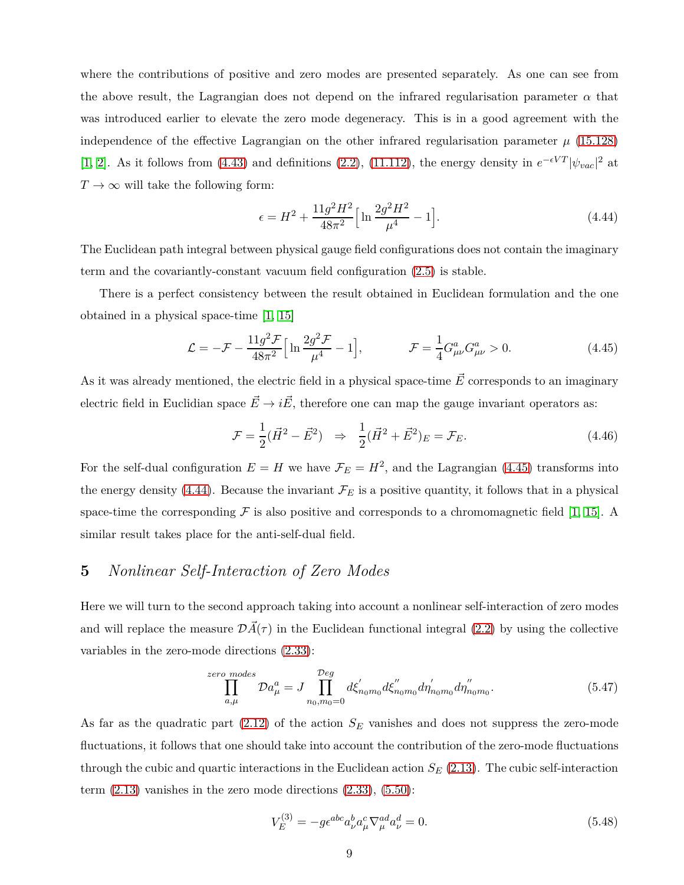where the contributions of positive and zero modes are presented separately. As one can see from the above result, the Lagrangian does not depend on the infrared regularisation parameter $\alpha$ that was introduced earlier to elevate the zero mode degeneracy. This is in a good agreement with the independence of the effective Lagrangian on the other infrared regularisation parameter $\mu$ (15.128) [1, 2]. As it follows from (4.43) and definitions (2.2), (11.112), the energy density in $e^{-\epsilon VT}|\psi_{vac}|^2$ at $T \to \infty$ will take the following form:

$$\epsilon = H^2 + \frac{11 g^2 H^2}{48\pi^2}\Big[\ln \frac{2g^2 H^2}{\mu^4} - 1\Big]. \tag{4.44}$$

The Euclidean path integral between physical gauge field configurations does not contain the imaginary term and the covariantly-constant vacuum field configuration (2.5) is stable.

There is a perfect consistency between the result obtained in Euclidean formulation and the one obtained in a physical space-time [1, 15]

$$\mathcal{L} = -\mathcal{F} - \frac{11 g^2 \mathcal{F}}{48\pi^2}\Big[\ln \frac{2g^2 \mathcal{F}}{\mu^4} - 1\Big], \qquad \mathcal{F} = \frac{1}{4} G^a_{\mu\nu} G^a_{\mu\nu} > 0. \tag{4.45}$$

As it was already mentioned, the electric field in a physical space-time $\vec{E}$ corresponds to an imaginary electric field in Euclidian space $\vec{E} \to i\vec{E}$, therefore one can map the gauge invariant operators as:

$$\mathcal{F} = \frac{1}{2}(\vec{H}^2 - \vec{E}^2) \ \ \Rightarrow \ \ \frac{1}{2}(\vec{H}^2 + \vec{E}^2)_E = \mathcal{F}_E. \tag{4.46}$$

For the self-dual configuration $E = H$ we have $\mathcal{F}_E = H^2$, and the Lagrangian (4.45) transforms into the energy density (4.44). Because the invariant $\mathcal{F}_E$ is a positive quantity, it follows that in a physical space-time the corresponding $\mathcal{F}$ is also positive and corresponds to a chromomagnetic field [1, 15]. A similar result takes place for the anti-self-dual field.

## 5 *Nonlinear Self-Interaction of Zero Modes*

Here we will turn to the second approach taking into account a nonlinear self-interaction of zero modes and will replace the measure $\mathcal{D}\vec{A}(\tau)$ in the Euclidean functional integral (2.2) by using the collective variables in the zero-mode directions (2.33):

$$\prod_{a,\mu}^{zero\ modes} \mathcal{D}a^a_\mu = J \prod_{n_0, m_0 = 0}^{\mathcal{D}eg} d\xi^{'}_{n_0 m_0} d\xi^{''}_{n_0 m_0} d\eta^{'}_{n_0 m_0} d\eta^{''}_{n_0 m_0}. \tag{5.47}$$

As far as the quadratic part (2.12) of the action $S_E$ vanishes and does not suppress the zero-mode fluctuations, it follows that one should take into account the contribution of the zero-mode fluctuations through the cubic and quartic interactions in the Euclidean action $S_E$ (2.13). The cubic self-interaction term (2.13) vanishes in the zero mode directions (2.33), (5.50):

$$V^{(3)}_E = -g \epsilon^{abc} a^b_\nu a^c_\mu \nabla^{ad}_\mu a^d_\nu = 0. \tag{5.48}$$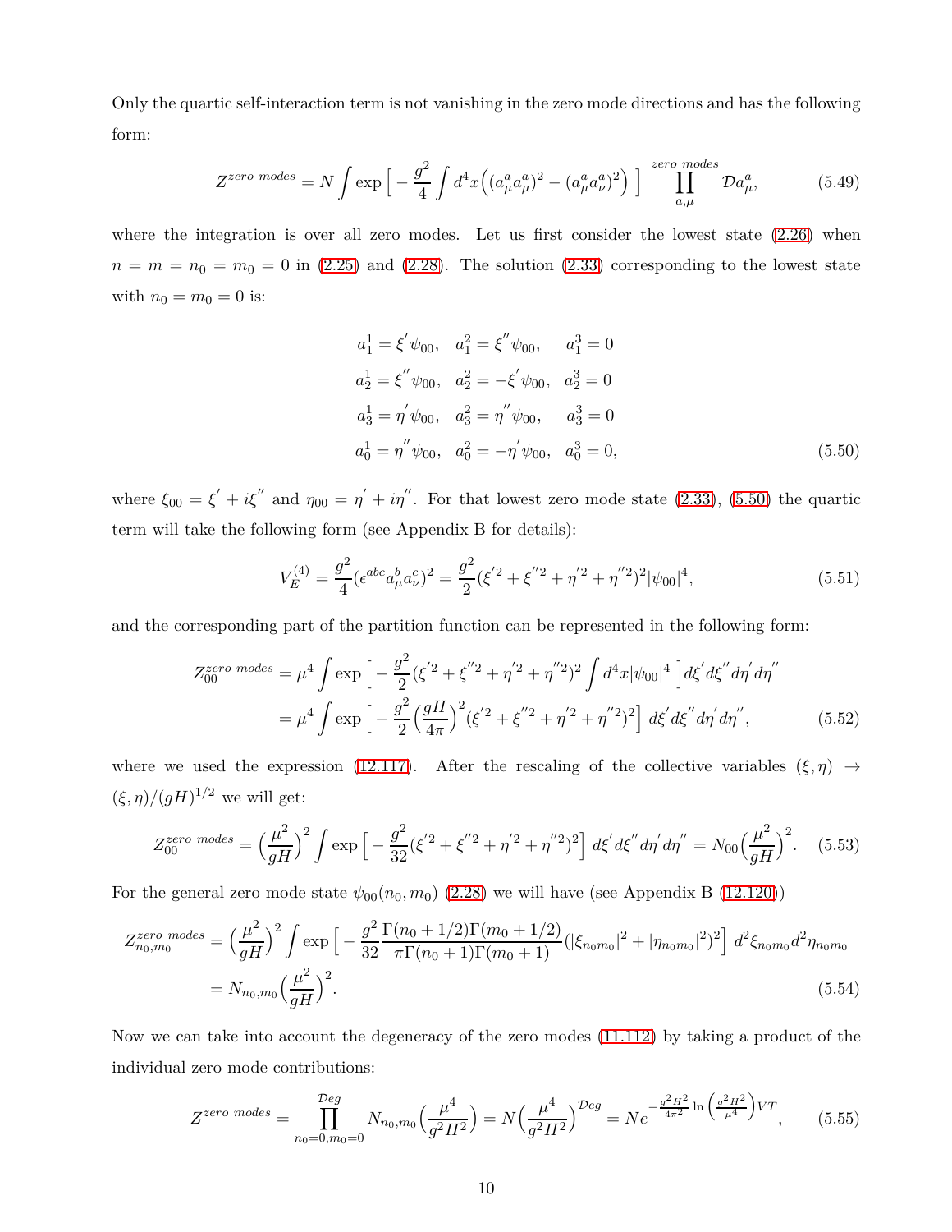Only the quartic self-interaction term is not vanishing in the zero mode directions and has the following form:

$$
Z^{zero\ modes} = N \int \exp\Big[ -\frac{g^2}{4}\int d^4x \Big( (a^a_\mu a^a_\mu)^2 - (a^a_\mu a^a_\nu)^2 \Big) \Big] \prod_{a,\mu}^{zero\ modes} \mathcal{D}a^a_\mu, \tag{5.49}
$$

where the integration is over all zero modes. Let us first consider the lowest state (2.26) when $n = m = n_0 = m_0 = 0$ in (2.25) and (2.28). The solution (2.33) corresponding to the lowest state with $n_0 = m_0 = 0$ is:

$$
\begin{aligned}
&a^1_1 = \xi^{'}\psi_{00}, \quad a^2_1 = \xi^{''}\psi_{00}, \quad a^3_1 = 0\\
&a^1_2 = \xi^{''}\psi_{00}, \quad a^2_2 = -\xi^{'}\psi_{00}, \quad a^3_2 = 0\\
&a^1_3 = \eta^{'}\psi_{00}, \quad a^2_3 = \eta^{''}\psi_{00}, \quad a^3_3 = 0\\
&a^1_0 = \eta^{''}\psi_{00}, \quad a^2_0 = -\eta^{'}\psi_{00}, \quad a^3_0 = 0,
\end{aligned} \tag{5.50}
$$

where $\xi_{00} = \xi^{'} + i\xi^{''}$ and $\eta_{00} = \eta^{'} + i\eta^{''}$. For that lowest zero mode state (2.33), (5.50) the quartic term will take the following form (see Appendix B for details):

$$
V^{(4)}_E = \frac{g^2}{4}(\epsilon^{abc} a^b_\mu a^c_\nu)^2 = \frac{g^2}{2}(\xi^{'2} + \xi^{''2} + \eta^{'2} + \eta^{''2})^2 |\psi_{00}|^4, \tag{5.51}
$$

and the corresponding part of the partition function can be represented in the following form:

$$
\begin{aligned}
Z^{zero\ modes}_{00} &= \mu^4 \int \exp\Big[ -\frac{g^2}{2}(\xi^{'2} + \xi^{''2} + \eta^{'2} + \eta^{''2})^2 \int d^4x |\psi_{00}|^4 \Big] d\xi^{'} d\xi^{''} d\eta^{'} d\eta^{''}\\
&= \mu^4 \int \exp\Big[ -\frac{g^2}{2}\Big(\frac{gH}{4\pi}\Big)^2 (\xi^{'2} + \xi^{''2} + \eta^{'2} + \eta^{''2})^2 \Big]\, d\xi^{'} d\xi^{''} d\eta^{'} d\eta^{''},
\end{aligned} \tag{5.52}
$$

where we used the expression (12.117). After the rescaling of the collective variables $(\xi, \eta) \rightarrow (\xi, \eta)/(gH)^{1/2}$ we will get:

$$
Z^{zero\ modes}_{00} = \Big(\frac{\mu^2}{gH}\Big)^2 \int \exp\Big[ -\frac{g^2}{32}(\xi^{'2} + \xi^{''2} + \eta^{'2} + \eta^{''2})^2 \Big]\, d\xi^{'} d\xi^{''} d\eta^{'} d\eta^{''} = N_{00}\Big(\frac{\mu^2}{gH}\Big)^2. \tag{5.53}
$$

For the general zero mode state $\psi_{00}(n_0, m_0)$ (2.28) we will have (see Appendix B (12.120))

$$
\begin{aligned}
Z^{zero\ modes}_{n_0,m_0} &= \Big(\frac{\mu^2}{gH}\Big)^2 \int \exp\Big[ -\frac{g^2}{32}\frac{\Gamma(n_0+1/2)\Gamma(m_0+1/2)}{\pi\Gamma(n_0+1)\Gamma(m_0+1)} (|\xi_{n_0 m_0}|^2 + |\eta_{n_0 m_0}|^2)^2 \Big]\, d^2\xi_{n_0 m_0} d^2\eta_{n_0 m_0}\\
&= N_{n_0,m_0}\Big(\frac{\mu^2}{gH}\Big)^2.
\end{aligned} \tag{5.54}
$$

Now we can take into account the degeneracy of the zero modes (11.112) by taking a product of the individual zero mode contributions:

$$
Z^{zero\ modes} = \prod_{n_0=0, m_0=0}^{\mathcal{D}eg} N_{n_0,m_0}\Big(\frac{\mu^4}{g^2H^2}\Big) = N\Big(\frac{\mu^4}{g^2H^2}\Big)^{\mathcal{D}eg} = N e^{-\frac{g^2H^2}{4\pi^2}\ln\left(\frac{g^2H^2}{\mu^4}\right)VT}, \tag{5.55}
$$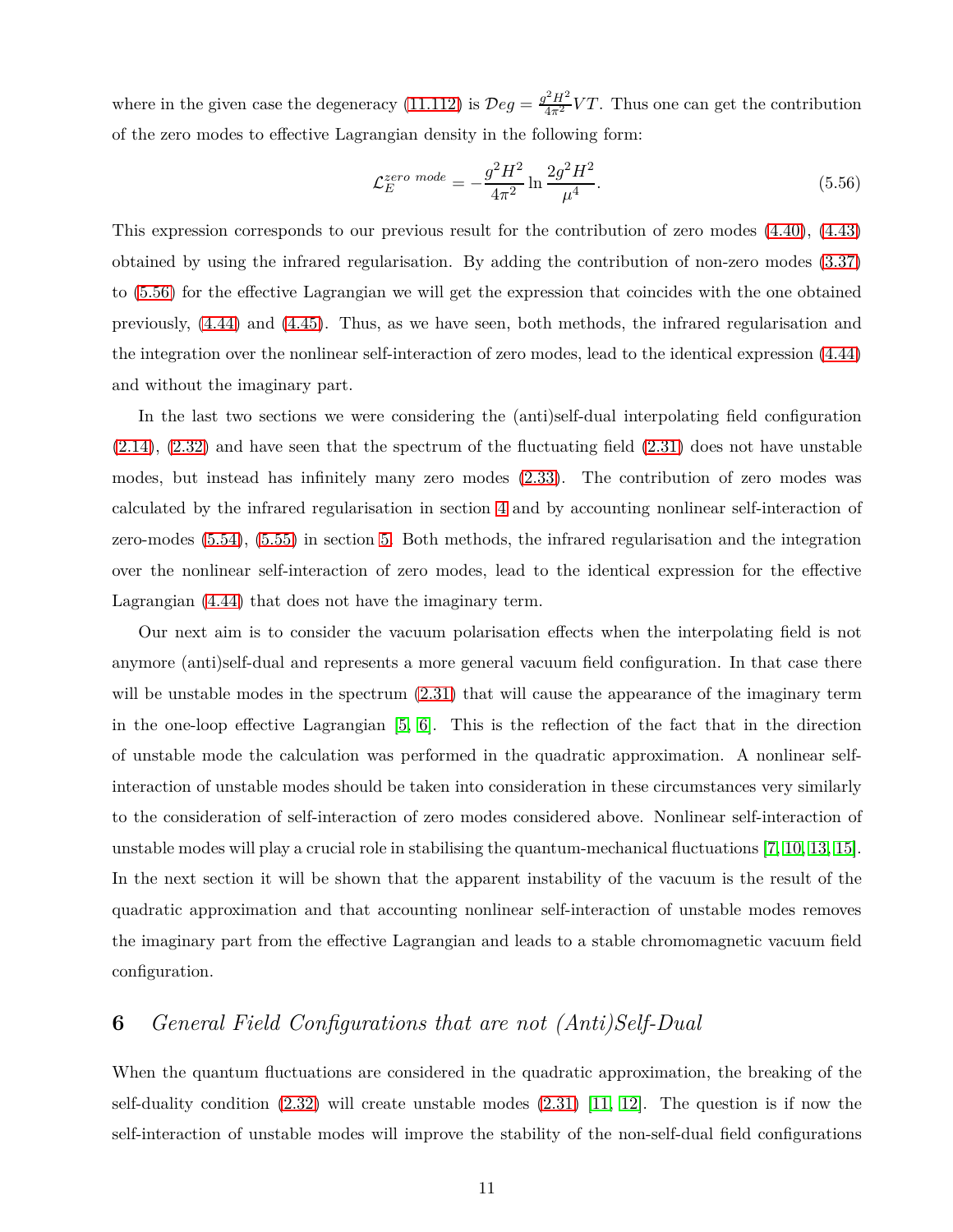where in the given case the degeneracy (11.112) is $\mathcal{D}eg = \frac{g^2H^2}{4\pi^2}VT$. Thus one can get the contribution of the zero modes to effective Lagrangian density in the following form:

$$\mathcal{L}_E^{zero\ mode} = -\frac{g^2H^2}{4\pi^2}\ln\frac{2g^2H^2}{\mu^4}. \tag{5.56}$$

This expression corresponds to our previous result for the contribution of zero modes (4.40), (4.43) obtained by using the infrared regularisation. By adding the contribution of non-zero modes (3.37) to (5.56) for the effective Lagrangian we will get the expression that coincides with the one obtained previously, (4.44) and (4.45). Thus, as we have seen, both methods, the infrared regularisation and the integration over the nonlinear self-interaction of zero modes, lead to the identical expression (4.44) and without the imaginary part.

In the last two sections we were considering the (anti)self-dual interpolating field configuration (2.14), (2.32) and have seen that the spectrum of the fluctuating field (2.31) does not have unstable modes, but instead has infinitely many zero modes (2.33). The contribution of zero modes was calculated by the infrared regularisation in section 4 and by accounting nonlinear self-interaction of zero-modes (5.54), (5.55) in section 5. Both methods, the infrared regularisation and the integration over the nonlinear self-interaction of zero modes, lead to the identical expression for the effective Lagrangian (4.44) that does not have the imaginary term.

Our next aim is to consider the vacuum polarisation effects when the interpolating field is not anymore (anti)self-dual and represents a more general vacuum field configuration. In that case there will be unstable modes in the spectrum (2.31) that will cause the appearance of the imaginary term in the one-loop effective Lagrangian [5, 6]. This is the reflection of the fact that in the direction of unstable mode the calculation was performed in the quadratic approximation. A nonlinear self-interaction of unstable modes should be taken into consideration in these circumstances very similarly to the consideration of self-interaction of zero modes considered above. Nonlinear self-interaction of unstable modes will play a crucial role in stabilising the quantum-mechanical fluctuations [7, 10, 13, 15]. In the next section it will be shown that the apparent instability of the vacuum is the result of the quadratic approximation and that accounting nonlinear self-interaction of unstable modes removes the imaginary part from the effective Lagrangian and leads to a stable chromomagnetic vacuum field configuration.

## 6 *General Field Configurations that are not (Anti)Self-Dual*

When the quantum fluctuations are considered in the quadratic approximation, the breaking of the self-duality condition (2.32) will create unstable modes (2.31) [11, 12]. The question is if now the self-interaction of unstable modes will improve the stability of the non-self-dual field configurations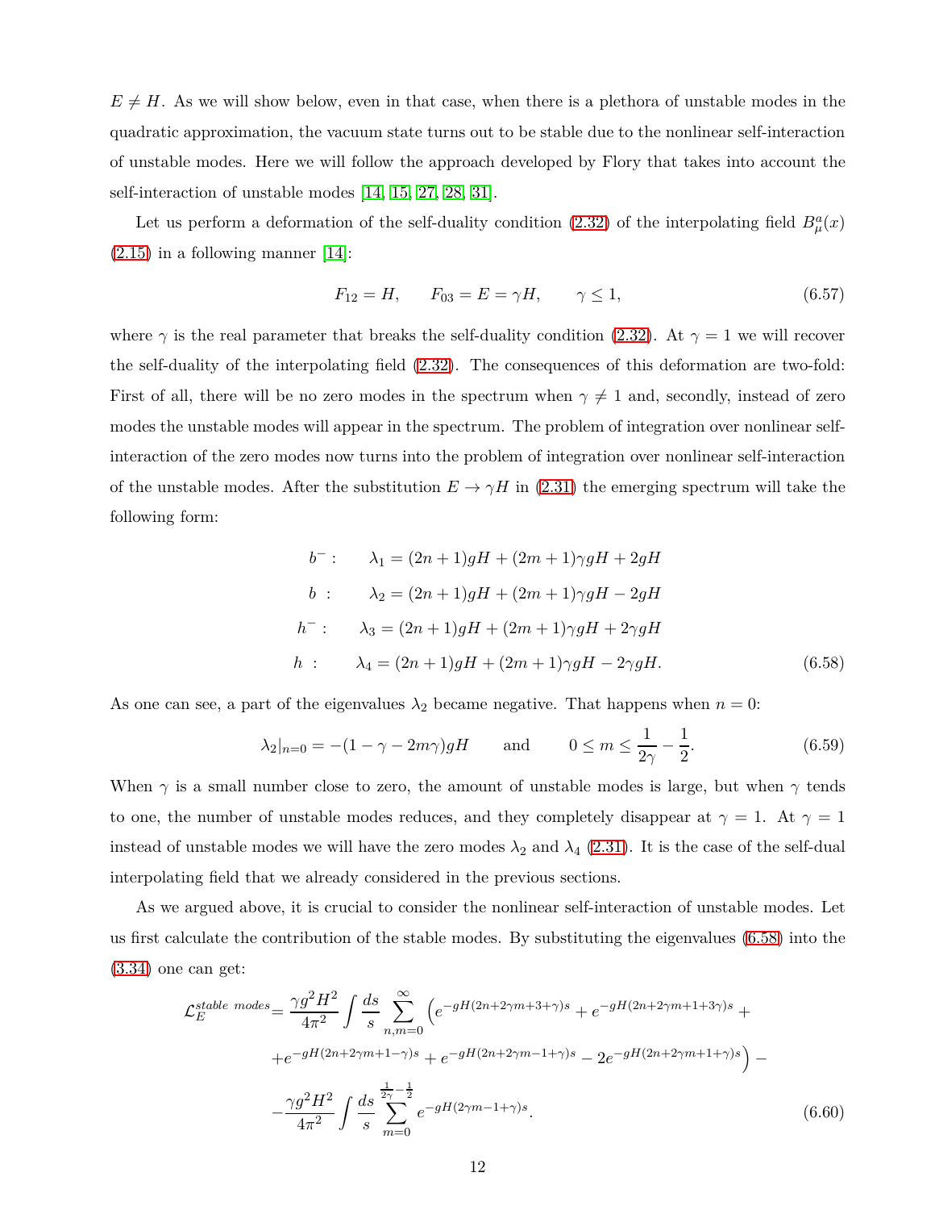$E \neq H$. As we will show below, even in that case, when there is a plethora of unstable modes in the quadratic approximation, the vacuum state turns out to be stable due to the nonlinear self-interaction of unstable modes. Here we will follow the approach developed by Flory that takes into account the self-interaction of unstable modes [14, 15, 27, 28, 31].

Let us perform a deformation of the self-duality condition (2.32) of the interpolating field $B^a_\mu(x)$ (2.15) in a following manner [14]:

$$F_{12} = H, \qquad F_{03} = E = \gamma H, \qquad \gamma \leq 1, \tag{6.57}$$

where $\gamma$ is the real parameter that breaks the self-duality condition (2.32). At $\gamma = 1$ we will recover the self-duality of the interpolating field (2.32). The consequences of this deformation are two-fold: First of all, there will be no zero modes in the spectrum when $\gamma \neq 1$ and, secondly, instead of zero modes the unstable modes will appear in the spectrum. The problem of integration over nonlinear self-interaction of the zero modes now turns into the problem of integration over nonlinear self-interaction of the unstable modes. After the substitution $E \to \gamma H$ in (2.31) the emerging spectrum will take the following form:

$$\begin{aligned}
b^- : \qquad & \lambda_1 = (2n+1)gH + (2m+1)\gamma gH + 2gH \\
b \ : \qquad & \lambda_2 = (2n+1)gH + (2m+1)\gamma gH - 2gH \\
h^- : \qquad & \lambda_3 = (2n+1)gH + (2m+1)\gamma gH + 2\gamma gH \\
h \ : \qquad & \lambda_4 = (2n+1)gH + (2m+1)\gamma gH - 2\gamma gH.
\end{aligned} \tag{6.58}$$

As one can see, a part of the eigenvalues $\lambda_2$ became negative. That happens when $n = 0$:

$$\lambda_2|_{n=0} = -(1 - \gamma - 2m\gamma)gH \qquad \text{and} \qquad 0 \leq m \leq \frac{1}{2\gamma} - \frac{1}{2}. \tag{6.59}$$

When $\gamma$ is a small number close to zero, the amount of unstable modes is large, but when $\gamma$ tends to one, the number of unstable modes reduces, and they completely disappear at $\gamma = 1$. At $\gamma = 1$ instead of unstable modes we will have the zero modes $\lambda_2$ and $\lambda_4$ (2.31). It is the case of the self-dual interpolating field that we already considered in the previous sections.

As we argued above, it is crucial to consider the nonlinear self-interaction of unstable modes. Let us first calculate the contribution of the stable modes. By substituting the eigenvalues (6.58) into the (3.34) one can get:

$$\begin{aligned}
\mathcal{L}_E^{stable\ modes} = & \frac{\gamma g^2 H^2}{4\pi^2} \int \frac{ds}{s} \sum_{n,m=0}^{\infty} \Big( e^{-gH(2n+2\gamma m+3+\gamma)s} + e^{-gH(2n+2\gamma m+1+3\gamma)s} + \\
& + e^{-gH(2n+2\gamma m+1-\gamma)s} + e^{-gH(2n+2\gamma m-1+\gamma)s} - 2e^{-gH(2n+2\gamma m+1+\gamma)s} \Big) - \\
& - \frac{\gamma g^2 H^2}{4\pi^2} \int \frac{ds}{s} \sum_{m=0}^{\frac{1}{2\gamma}-\frac{1}{2}} e^{-gH(2\gamma m-1+\gamma)s}.
\end{aligned} \tag{6.60}$$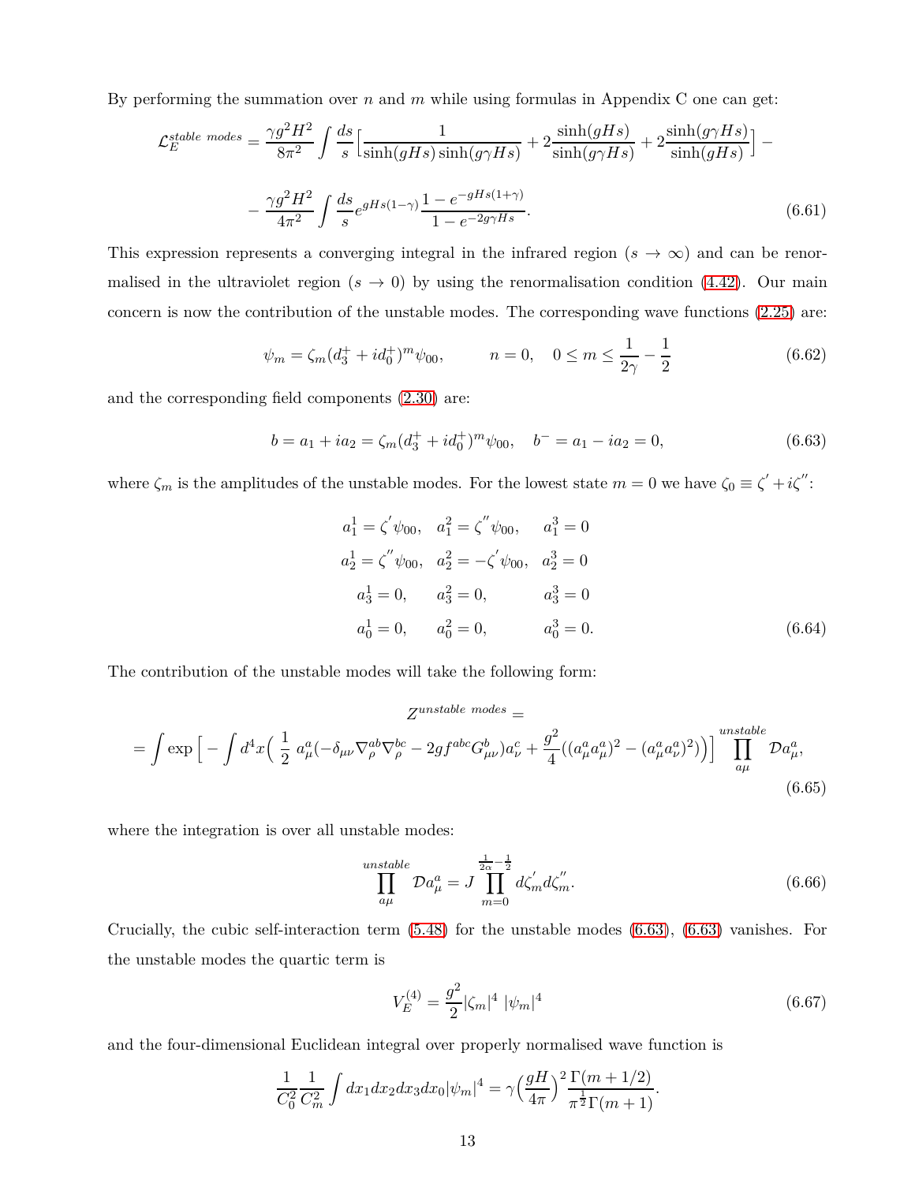By performing the summation over $n$ and $m$ while using formulas in Appendix C one can get:

$$\mathcal{L}_E^{stable\ modes} = \frac{\gamma g^2 H^2}{8\pi^2} \int \frac{ds}{s} \Big[ \frac{1}{\sinh(gHs)\sinh(g\gamma Hs)} + 2\frac{\sinh(gHs)}{\sinh(g\gamma Hs)} + 2\frac{\sinh(g\gamma Hs)}{\sinh(gHs)} \Big] -$$

$$- \frac{\gamma g^2 H^2}{4\pi^2} \int \frac{ds}{s} e^{gHs(1-\gamma)} \frac{1-e^{-gHs(1+\gamma)}}{1-e^{-2g\gamma Hs}}. \tag{6.61}$$

This expression represents a converging integral in the infrared region ($s \to \infty$) and can be renormalised in the ultraviolet region ($s \to 0$) by using the renormalisation condition (4.42). Our main concern is now the contribution of the unstable modes. The corresponding wave functions (2.25) are:

$$\psi_m = \zeta_m (d_3^+ + i d_0^+)^m \psi_{00}, \qquad n = 0, \quad 0 \le m \le \frac{1}{2\gamma} - \frac{1}{2} \tag{6.62}$$

and the corresponding field components (2.30) are:

$$b = a_1 + i a_2 = \zeta_m (d_3^+ + i d_0^+)^m \psi_{00}, \quad b^- = a_1 - i a_2 = 0, \tag{6.63}$$

where $\zeta_m$ is the amplitudes of the unstable modes. For the lowest state $m = 0$ we have $\zeta_0 \equiv \zeta' + i\zeta''$:

$$\begin{aligned}
a_1^1 &= \zeta' \psi_{00}, \quad a_1^2 = \zeta'' \psi_{00}, \quad a_1^3 = 0 \\
a_2^1 &= \zeta'' \psi_{00}, \quad a_2^2 = -\zeta' \psi_{00}, \quad a_2^3 = 0 \\
a_3^1 &= 0, \qquad a_3^2 = 0, \qquad a_3^3 = 0 \\
a_0^1 &= 0, \qquad a_0^2 = 0, \qquad a_0^3 = 0.
\end{aligned} \tag{6.64}$$

The contribution of the unstable modes will take the following form:

$$Z^{unstable\ modes} =$$

$$= \int \exp\Big[ - \int d^4x \Big( \frac{1}{2}\, a_\mu^a (-\delta_{\mu\nu} \nabla_\rho^{ab} \nabla_\rho^{bc} - 2g f^{abc} G_{\mu\nu}^b) a_\nu^c + \frac{g^2}{4} ((a_\mu^a a_\mu^a)^2 - (a_\mu^a a_\nu^a)^2) \Big) \Big] \prod_{a\mu}^{unstable} \mathcal{D} a_\mu^a, \tag{6.65}$$

where the integration is over all unstable modes:

$$\prod_{a\mu}^{unstable} \mathcal{D} a_\mu^a = J \prod_{m=0}^{\frac{1}{2\alpha}-\frac{1}{2}} d\zeta_m' d\zeta_m''. \tag{6.66}$$

Crucially, the cubic self-interaction term (5.48) for the unstable modes (6.63), (6.63) vanishes. For the unstable modes the quartic term is

$$V_E^{(4)} = \frac{g^2}{2} |\zeta_m|^4 \, |\psi_m|^4 \tag{6.67}$$

and the four-dimensional Euclidean integral over properly normalised wave function is

$$\frac{1}{C_0^2} \frac{1}{C_m^2} \int dx_1 dx_2 dx_3 dx_0 |\psi_m|^4 = \gamma \Big( \frac{gH}{4\pi} \Big)^2 \frac{\Gamma(m+1/2)}{\pi^{\frac{1}{2}} \Gamma(m+1)}.$$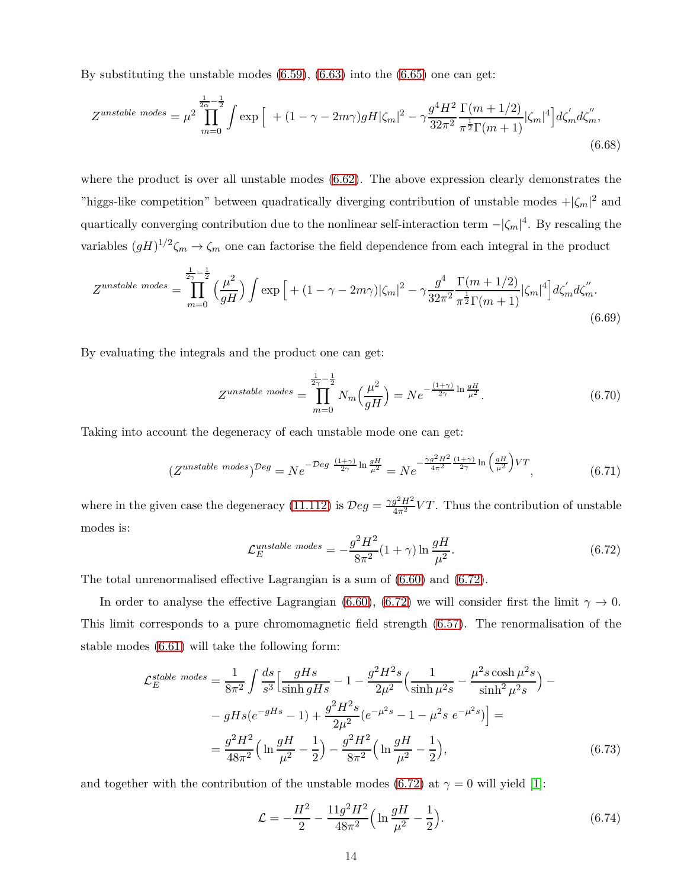By substituting the unstable modes (6.59), (6.63) into the (6.65) one can get:

$$Z^{unstable\ modes} = \mu^2 \prod_{m=0}^{\frac{1}{2\alpha}-\frac{1}{2}} \int \exp\Big[\ +(1-\gamma-2m\gamma)gH|\zeta_m|^2 - \gamma \frac{g^4H^2}{32\pi^2}\frac{\Gamma(m+1/2)}{\pi^{\frac{1}{2}}\Gamma(m+1)}|\zeta_m|^4\Big] d\zeta^{'}_m d\zeta^{''}_m, \tag{6.68}$$

where the product is over all unstable modes (6.62). The above expression clearly demonstrates the "higgs-like competition" between quadratically diverging contribution of unstable modes $+|\zeta_m|^2$ and quartically converging contribution due to the nonlinear self-interaction term $-|\zeta_m|^4$. By rescaling the variables $(gH)^{1/2}\zeta_m \to \zeta_m$ one can factorise the field dependence from each integral in the product

$$Z^{unstable\ modes} = \prod_{m=0}^{\frac{1}{2\gamma}-\frac{1}{2}} \Big(\frac{\mu^2}{gH}\Big) \int \exp\Big[+(1-\gamma-2m\gamma)|\zeta_m|^2 - \gamma\frac{g^4}{32\pi^2}\frac{\Gamma(m+1/2)}{\pi^{\frac{1}{2}}\Gamma(m+1)}|\zeta_m|^4\Big] d\zeta^{'}_m d\zeta^{''}_m. \tag{6.69}$$

By evaluating the integrals and the product one can get:

$$Z^{unstable\ modes} = \prod_{m=0}^{\frac{1}{2\gamma}-\frac{1}{2}} N_m\Big(\frac{\mu^2}{gH}\Big) = N e^{-\frac{(1+\gamma)}{2\gamma}\ln\frac{gH}{\mu^2}}. \tag{6.70}$$

Taking into account the degeneracy of each unstable mode one can get:

$$(Z^{unstable\ modes})^{\mathcal{D}eg} = N e^{-\mathcal{D}eg\ \frac{(1+\gamma)}{2\gamma}\ln\frac{gH}{\mu^2}} = N e^{-\frac{\gamma g^2H^2}{4\pi^2}\frac{(1+\gamma)}{2\gamma}\ln\left(\frac{gH}{\mu^2}\right)VT}, \tag{6.71}$$

where in the given case the degeneracy (11.112) is $\mathcal{D}eg = \frac{\gamma g^2H^2}{4\pi^2}VT$. Thus the contribution of unstable modes is:

$$\mathcal{L}_E^{unstable\ modes} = -\frac{g^2H^2}{8\pi^2}(1+\gamma)\ln\frac{gH}{\mu^2}. \tag{6.72}$$

The total unrenormalised effective Lagrangian is a sum of (6.60) and (6.72).

In order to analyse the effective Lagrangian (6.60), (6.72) we will consider first the limit $\gamma \to 0$. This limit corresponds to a pure chromomagnetic field strength (6.57). The renormalisation of the stable modes (6.61) will take the following form:

$$\begin{aligned}
\mathcal{L}_E^{stable\ modes} &= \frac{1}{8\pi^2}\int\frac{ds}{s^3}\Big[\frac{gHs}{\sinh gHs} - 1 - \frac{g^2H^2s}{2\mu^2}\Big(\frac{1}{\sinh\mu^2 s} - \frac{\mu^2 s\cosh\mu^2 s}{\sinh^2\mu^2 s}\Big) - \\
&- gHs(e^{-gHs}-1) + \frac{g^2H^2s}{2\mu^2}(e^{-\mu^2 s} - 1 - \mu^2 s\ e^{-\mu^2 s})\Big] = \\
&= \frac{g^2H^2}{48\pi^2}\Big(\ln\frac{gH}{\mu^2} - \frac{1}{2}\Big) - \frac{g^2H^2}{8\pi^2}\Big(\ln\frac{gH}{\mu^2} - \frac{1}{2}\Big),
\end{aligned} \tag{6.73}$$

and together with the contribution of the unstable modes (6.72) at $\gamma = 0$ will yield [1]:

$$\mathcal{L} = -\frac{H^2}{2} - \frac{11g^2H^2}{48\pi^2}\Big(\ln\frac{gH}{\mu^2} - \frac{1}{2}\Big). \tag{6.74}$$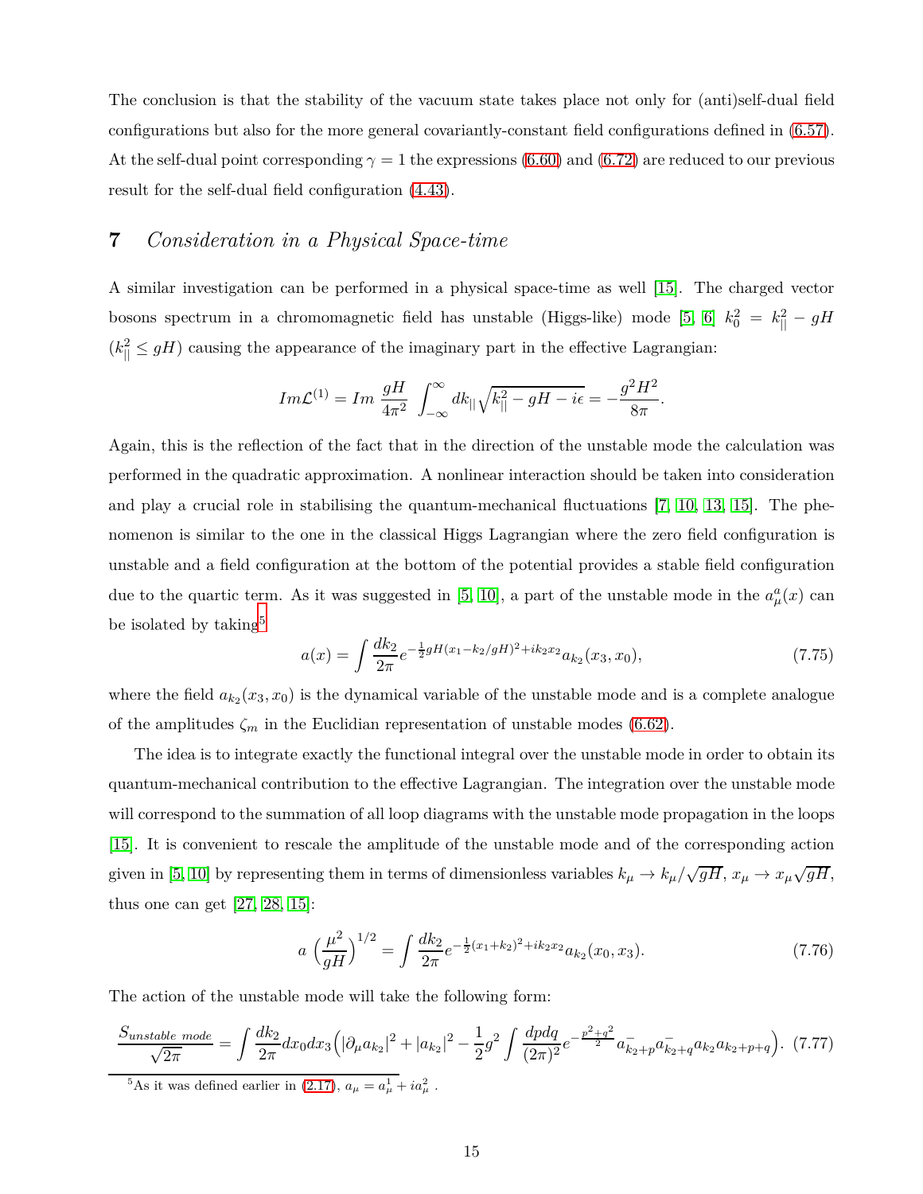The conclusion is that the stability of the vacuum state takes place not only for (anti)self-dual field configurations but also for the more general covariantly-constant field configurations defined in (6.57). At the self-dual point corresponding $\gamma = 1$ the expressions (6.60) and (6.72) are reduced to our previous result for the self-dual field configuration (4.43).

## 7 *Consideration in a Physical Space-time*

A similar investigation can be performed in a physical space-time as well [15]. The charged vector bosons spectrum in a chromomagnetic field has unstable (Higgs-like) mode [5, 6] $k_0^2 = k_{||}^2 - gH$ ($k_{||}^2 \leq gH$) causing the appearance of the imaginary part in the effective Lagrangian:

$$Im\mathcal{L}^{(1)} = Im \ \frac{gH}{4\pi^2} \int_{-\infty}^{\infty} dk_{||} \sqrt{k_{||}^2 - gH - i\epsilon} = -\frac{g^2 H^2}{8\pi}.$$

Again, this is the reflection of the fact that in the direction of the unstable mode the calculation was performed in the quadratic approximation. A nonlinear interaction should be taken into consideration and play a crucial role in stabilising the quantum-mechanical fluctuations [7, 10, 13, 15]. The phenomenon is similar to the one in the classical Higgs Lagrangian where the zero field configuration is unstable and a field configuration at the bottom of the potential provides a stable field configuration due to the quartic term. As it was suggested in [5, 10], a part of the unstable mode in the $a_\mu^a(x)$ can be isolated by taking[5]

$$a(x) = \int \frac{dk_2}{2\pi} e^{-\frac{1}{2}gH(x_1 - k_2/gH)^2 + ik_2x_2} a_{k_2}(x_3, x_0), \tag{7.75}$$

where the field $a_{k_2}(x_3, x_0)$ is the dynamical variable of the unstable mode and is a complete analogue of the amplitudes $\zeta_m$ in the Euclidian representation of unstable modes (6.62).

The idea is to integrate exactly the functional integral over the unstable mode in order to obtain its quantum-mechanical contribution to the effective Lagrangian. The integration over the unstable mode will correspond to the summation of all loop diagrams with the unstable mode propagation in the loops [15]. It is convenient to rescale the amplitude of the unstable mode and of the corresponding action given in [5, 10] by representing them in terms of dimensionless variables $k_\mu \to k_\mu/\sqrt{gH}$, $x_\mu \to x_\mu\sqrt{gH}$, thus one can get [27, 28, 15]:

$$a \ \left(\frac{\mu^2}{gH}\right)^{1/2} = \int \frac{dk_2}{2\pi} e^{-\frac{1}{2}(x_1 + k_2)^2 + ik_2x_2} a_{k_2}(x_0, x_3). \tag{7.76}$$

The action of the unstable mode will take the following form:

$$\frac{S_{unstable\ mode}}{\sqrt{2\pi}} = \int \frac{dk_2}{2\pi} dx_0 dx_3 \Big( |\partial_\mu a_{k_2}|^2 + |a_{k_2}|^2 - \frac{1}{2} g^2 \int \frac{dpdq}{(2\pi)^2} e^{-\frac{p^2+q^2}{2}} a^-_{k_2+p} a^-_{k_2+q} a_{k_2} a_{k_2+p+q} \Big). \tag{7.77}$$

[5] As it was defined earlier in (2.17), $a_\mu = a^1_\mu + ia^2_\mu$ .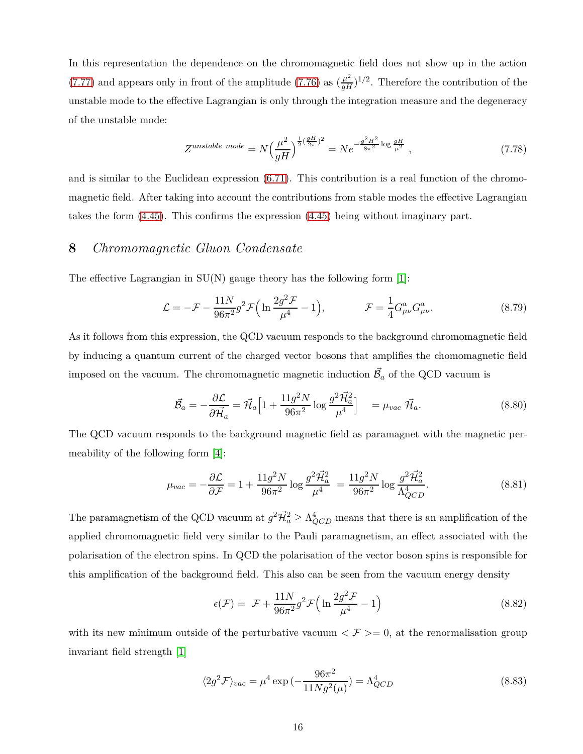In this representation the dependence on the chromomagnetic field does not show up in the action (7.77) and appears only in front of the amplitude (7.76) as $(\frac{\mu^2}{gH})^{1/2}$. Therefore the contribution of the unstable mode to the effective Lagrangian is only through the integration measure and the degeneracy of the unstable mode:

$$Z^{unstable\ mode} = N\Big(\frac{\mu^2}{gH}\Big)^{\frac{1}{2}(\frac{gH}{2\pi})^2} = Ne^{-\frac{g^2 H^2}{8\pi^2}\log\frac{gH}{\mu^2}} \ , \tag{7.78}$$

and is similar to the Euclidean expression (6.71). This contribution is a real function of the chromomagnetic field. After taking into account the contributions from stable modes the effective Lagrangian takes the form (4.45). This confirms the expression (4.45) being without imaginary part.

## 8 *Chromomagnetic Gluon Condensate*

The effective Lagrangian in SU(N) gauge theory has the following form [1]:

$$\mathcal{L} = -\mathcal{F} - \frac{11N}{96\pi^2} g^2 \mathcal{F}\Big(\ln\frac{2g^2\mathcal{F}}{\mu^4} - 1\Big), \qquad\qquad \mathcal{F} = \frac{1}{4}G^a_{\mu\nu}G^a_{\mu\nu}. \tag{8.79}$$

As it follows from this expression, the QCD vacuum responds to the background chromomagnetic field by inducing a quantum current of the charged vector bosons that amplifies the chomomagnetic field imposed on the vacuum. The chromomagnetic magnetic induction $\vec{\mathcal{B}}_a$ of the QCD vacuum is

$$\vec{\mathcal{B}}_a = -\frac{\partial \mathcal{L}}{\partial \vec{\mathcal{H}}_a} = \vec{\mathcal{H}}_a\Big[1 + \frac{11g^2N}{96\pi^2}\log\frac{g^2\vec{\mathcal{H}}_a^2}{\mu^4}\Big] \quad = \mu_{vac}\ \vec{\mathcal{H}}_a. \tag{8.80}$$

The QCD vacuum responds to the background magnetic field as paramagnet with the magnetic permeability of the following form [4]:

$$\mu_{vac} = -\frac{\partial \mathcal{L}}{\partial \mathcal{F}} = 1 + \frac{11g^2N}{96\pi^2}\log\frac{g^2\vec{\mathcal{H}}_a^2}{\mu^4} \ = \frac{11g^2N}{96\pi^2}\log\frac{g^2\vec{\mathcal{H}}_a^2}{\Lambda^4_{QCD}}. \tag{8.81}$$

The paramagnetism of the QCD vacuum at $g^2\vec{\mathcal{H}}_a^2 \geq \Lambda^4_{QCD}$ means that there is an amplification of the applied chromomagnetic field very similar to the Pauli paramagnetism, an effect associated with the polarisation of the electron spins. In QCD the polarisation of the vector boson spins is responsible for this amplification of the background field. This also can be seen from the vacuum energy density

$$\epsilon(\mathcal{F}) = \ \mathcal{F} + \frac{11N}{96\pi^2}g^2\mathcal{F}\Big(\ln\frac{2g^2\mathcal{F}}{\mu^4} - 1\Big) \tag{8.82}$$

with its new minimum outside of the perturbative vacuum $<\mathcal{F}>= 0$, at the renormalisation group invariant field strength [1]

$$\langle 2g^2\mathcal{F}\rangle_{vac} = \mu^4 \exp\big(-\frac{96\pi^2}{11Ng^2(\mu)}\big) = \Lambda^4_{QCD} \tag{8.83}$$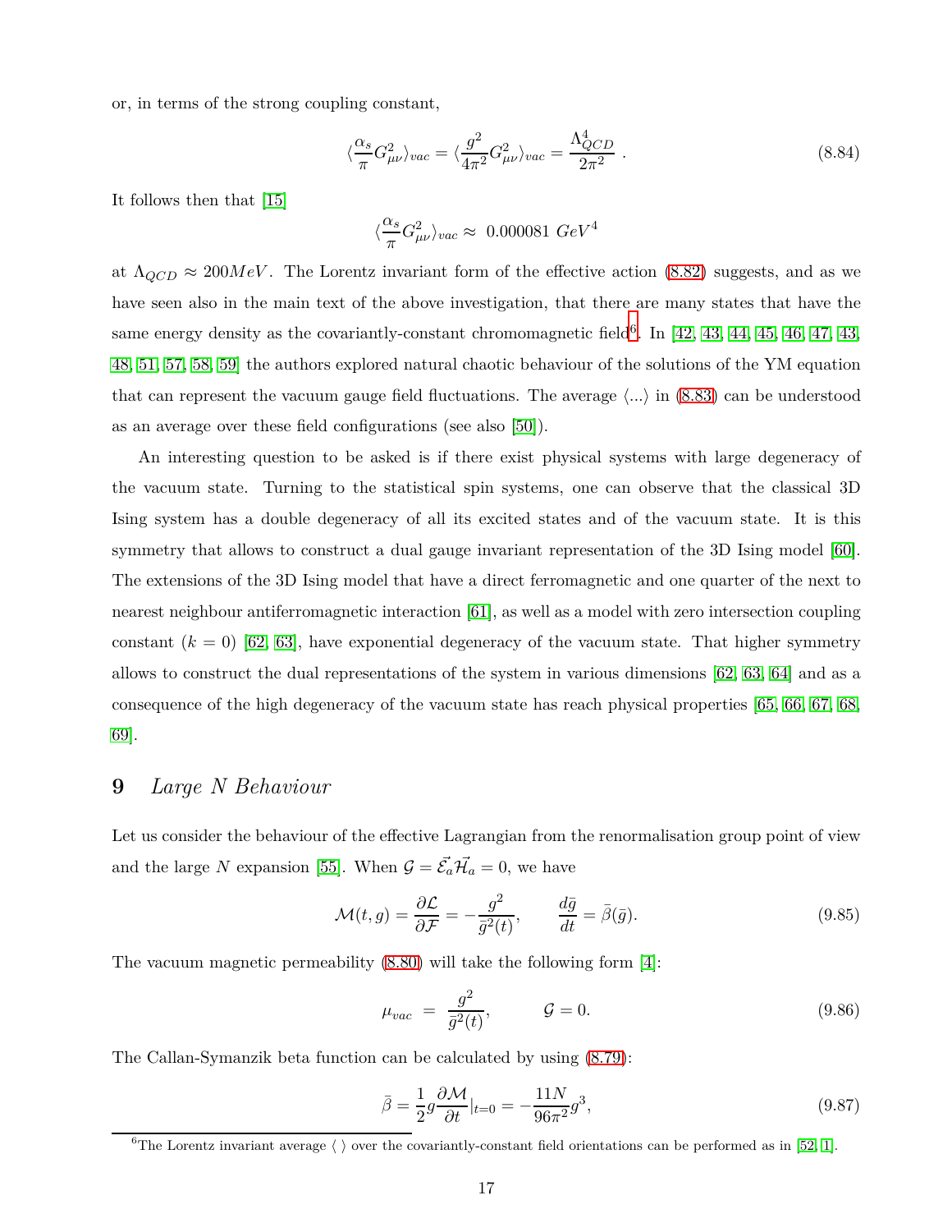or, in terms of the strong coupling constant,

$$\langle \frac{\alpha_s}{\pi} G^2_{\mu\nu} \rangle_{vac} = \langle \frac{g^2}{4\pi^2} G^2_{\mu\nu} \rangle_{vac} = \frac{\Lambda^4_{QCD}}{2\pi^2} \ . \tag{8.84}$$

It follows then that [15]

$$\langle \frac{\alpha_s}{\pi} G^2_{\mu\nu} \rangle_{vac} \approx \ 0.000081 \ GeV^4$$

at $\Lambda_{QCD} \approx 200 MeV$. The Lorentz invariant form of the effective action (8.82) suggests, and as we have seen also in the main text of the above investigation, that there are many states that have the same energy density as the covariantly-constant chromomagnetic field[6]. In [42, 43, 44, 45, 46, 47, 43, 48, 51, 57, 58, 59] the authors explored natural chaotic behaviour of the solutions of the YM equation that can represent the vacuum gauge field fluctuations. The average $\langle ... \rangle$ in (8.83) can be understood as an average over these field configurations (see also [50]).

An interesting question to be asked is if there exist physical systems with large degeneracy of the vacuum state. Turning to the statistical spin systems, one can observe that the classical 3D Ising system has a double degeneracy of all its excited states and of the vacuum state. It is this symmetry that allows to construct a dual gauge invariant representation of the 3D Ising model [60]. The extensions of the 3D Ising model that have a direct ferromagnetic and one quarter of the next to nearest neighbour antiferromagnetic interaction [61], as well as a model with zero intersection coupling constant ($k = 0$) [62, 63], have exponential degeneracy of the vacuum state. That higher symmetry allows to construct the dual representations of the system in various dimensions [62, 63, 64] and as a consequence of the high degeneracy of the vacuum state has reach physical properties [65, 66, 67, 68, 69].

# 9 *Large N Behaviour*

Let us consider the behaviour of the effective Lagrangian from the renormalisation group point of view and the large $N$ expansion [55]. When $\mathcal{G} = \vec{\mathcal{E}}_a \vec{\mathcal{H}}_a = 0$, we have

$$\mathcal{M}(t, g) = \frac{\partial \mathcal{L}}{\partial \mathcal{F}} = -\frac{g^2}{\bar{g}^2(t)}, \qquad \frac{d\bar{g}}{dt} = \bar{\beta}(\bar{g}). \tag{9.85}$$

The vacuum magnetic permeability (8.80) will take the following form [4]:

$$\mu_{vac} \ = \ \frac{g^2}{\bar{g}^2(t)}, \qquad \mathcal{G} = 0. \tag{9.86}$$

The Callan-Symanzik beta function can be calculated by using (8.79):

$$\bar{\beta} = \frac{1}{2} g \frac{\partial \mathcal{M}}{\partial t}|_{t=0} = -\frac{11N}{96\pi^2} g^3, \tag{9.87}$$

[6] The Lorentz invariant average $\langle \ \rangle$ over the covariantly-constant field orientations can be performed as in [52, 1].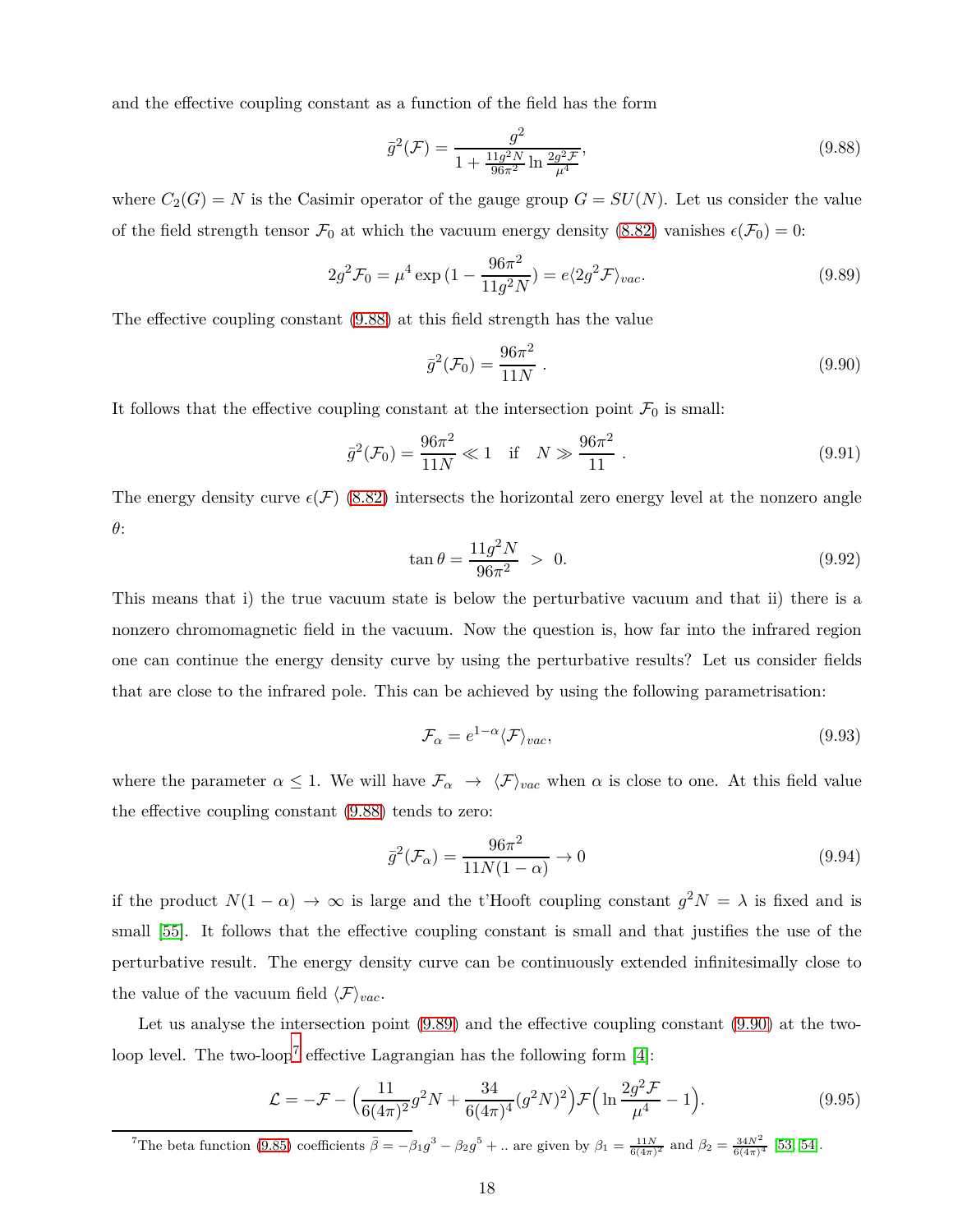and the effective coupling constant as a function of the field has the form

$$\bar{g}^2(\mathcal{F}) = \frac{g^2}{1 + \frac{11 g^2 N}{96\pi^2} \ln \frac{2g^2\mathcal{F}}{\mu^4}}, \tag{9.88}$$

where $C_2(G) = N$ is the Casimir operator of the gauge group $G = SU(N)$. Let us consider the value of the field strength tensor $\mathcal{F}_0$ at which the vacuum energy density (8.82) vanishes $\epsilon(\mathcal{F}_0) = 0$:

$$2g^2\mathcal{F}_0 = \mu^4 \exp{(1 - \frac{96\pi^2}{11 g^2 N})} = e\langle 2g^2\mathcal{F}\rangle_{vac}. \tag{9.89}$$

The effective coupling constant (9.88) at this field strength has the value

$$\bar{g}^2(\mathcal{F}_0) = \frac{96\pi^2}{11N} \; . \tag{9.90}$$

It follows that the effective coupling constant at the intersection point $\mathcal{F}_0$ is small:

$$\bar{g}^2(\mathcal{F}_0) = \frac{96\pi^2}{11N} \ll 1 \quad \text{if} \quad N \gg \frac{96\pi^2}{11} \; . \tag{9.91}$$

The energy density curve $\epsilon(\mathcal{F})$ (8.82) intersects the horizontal zero energy level at the nonzero angle $\theta$:

$$\tan\theta = \frac{11 g^2 N}{96\pi^2} \; > \; 0. \tag{9.92}$$

This means that i) the true vacuum state is below the perturbative vacuum and that ii) there is a nonzero chromomagnetic field in the vacuum. Now the question is, how far into the infrared region one can continue the energy density curve by using the perturbative results? Let us consider fields that are close to the infrared pole. This can be achieved by using the following parametrisation:

$$\mathcal{F}_\alpha = e^{1-\alpha}\langle \mathcal{F}\rangle_{vac}, \tag{9.93}$$

where the parameter $\alpha \leq 1$. We will have $\mathcal{F}_\alpha \;\to\; \langle \mathcal{F}\rangle_{vac}$ when $\alpha$ is close to one. At this field value the effective coupling constant (9.88) tends to zero:

$$\bar{g}^2(\mathcal{F}_\alpha) = \frac{96\pi^2}{11N(1-\alpha)} \to 0 \tag{9.94}$$

if the product $N(1-\alpha) \to \infty$ is large and the t'Hooft coupling constant $g^2 N = \lambda$ is fixed and is small [55]. It follows that the effective coupling constant is small and that justifies the use of the perturbative result. The energy density curve can be continuously extended infinitesimally close to the value of the vacuum field $\langle \mathcal{F}\rangle_{vac}$.

Let us analyse the intersection point (9.89) and the effective coupling constant (9.90) at the two-loop level. The two-loop[7] effective Lagrangian has the following form [4]:

$$\mathcal{L} = -\mathcal{F} - \Big(\frac{11}{6(4\pi)^2} g^2 N + \frac{34}{6(4\pi)^4}(g^2N)^2\Big)\mathcal{F}\Big(\ln\frac{2g^2\mathcal{F}}{\mu^4} - 1\Big). \tag{9.95}$$

[7] The beta function (9.85) coefficients $\bar{\beta} = -\beta_1 g^3 - \beta_2 g^5 + ..$ are given by $\beta_1 = \frac{11N}{6(4\pi)^2}$ and $\beta_2 = \frac{34N^2}{6(4\pi)^4}$ [53, 54].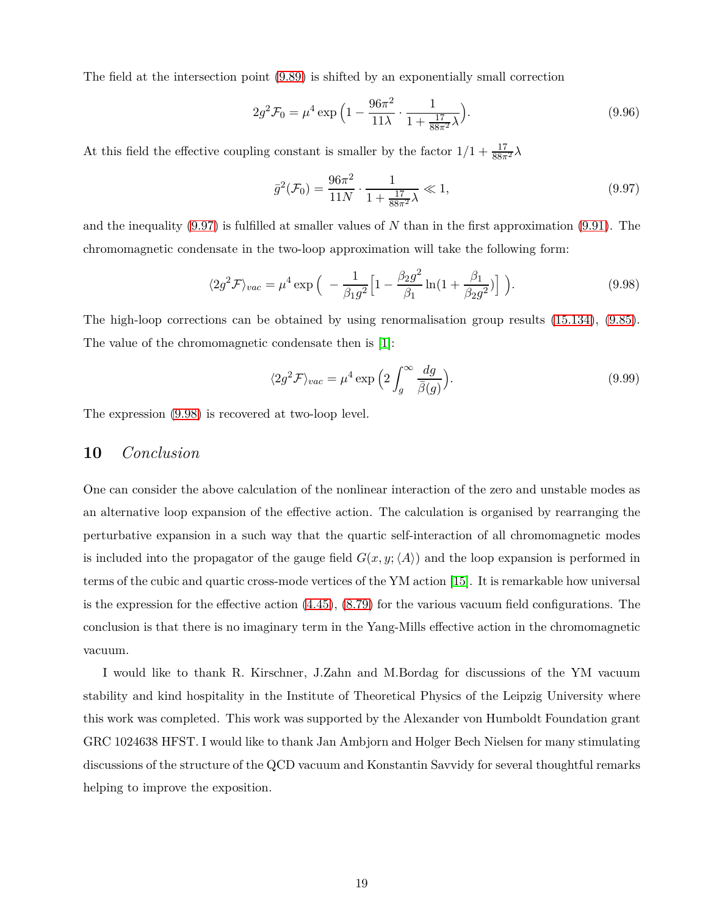The field at the intersection point (9.89) is shifted by an exponentially small correction

$$2g^2\mathcal{F}_0 = \mu^4 \exp\Big(1 - \frac{96\pi^2}{11\lambda} \cdot \frac{1}{1+\frac{17}{88\pi^2}\lambda}\Big). \tag{9.96}$$

At this field the effective coupling constant is smaller by the factor $1/1+\frac{17}{88\pi^2}\lambda$

$$\bar{g}^2(\mathcal{F}_0) = \frac{96\pi^2}{11N} \cdot \frac{1}{1+\frac{17}{88\pi^2}\lambda} \ll 1, \tag{9.97}$$

and the inequality (9.97) is fulfilled at smaller values of $N$ than in the first approximation (9.91). The chromomagnetic condensate in the two-loop approximation will take the following form:

$$\langle 2g^2\mathcal{F}\rangle_{vac} = \mu^4 \exp\Big( -\frac{1}{\beta_1 g^2}\Big[1 - \frac{\beta_2 g^2}{\beta_1}\ln(1+\frac{\beta_1}{\beta_2 g^2})\Big] \Big). \tag{9.98}$$

The high-loop corrections can be obtained by using renormalisation group results (15.134), (9.85). The value of the chromomagnetic condensate then is [1]:

$$\langle 2g^2\mathcal{F}\rangle_{vac} = \mu^4 \exp\Big(2\int_g^\infty \frac{dg}{\bar{\beta}(g)}\Big). \tag{9.99}$$

The expression (9.98) is recovered at two-loop level.

## 10 *Conclusion*

One can consider the above calculation of the nonlinear interaction of the zero and unstable modes as an alternative loop expansion of the effective action. The calculation is organised by rearranging the perturbative expansion in a such way that the quartic self-interaction of all chromomagnetic modes is included into the propagator of the gauge field $G(x,y;\langle A\rangle)$ and the loop expansion is performed in terms of the cubic and quartic cross-mode vertices of the YM action [15]. It is remarkable how universal is the expression for the effective action (4.45), (8.79) for the various vacuum field configurations. The conclusion is that there is no imaginary term in the Yang-Mills effective action in the chromomagnetic vacuum.

I would like to thank R. Kirschner, J.Zahn and M.Bordag for discussions of the YM vacuum stability and kind hospitality in the Institute of Theoretical Physics of the Leipzig University where this work was completed. This work was supported by the Alexander von Humboldt Foundation grant GRC 1024638 HFST. I would like to thank Jan Ambjorn and Holger Bech Nielsen for many stimulating discussions of the structure of the QCD vacuum and Konstantin Savvidy for several thoughtful remarks helping to improve the exposition.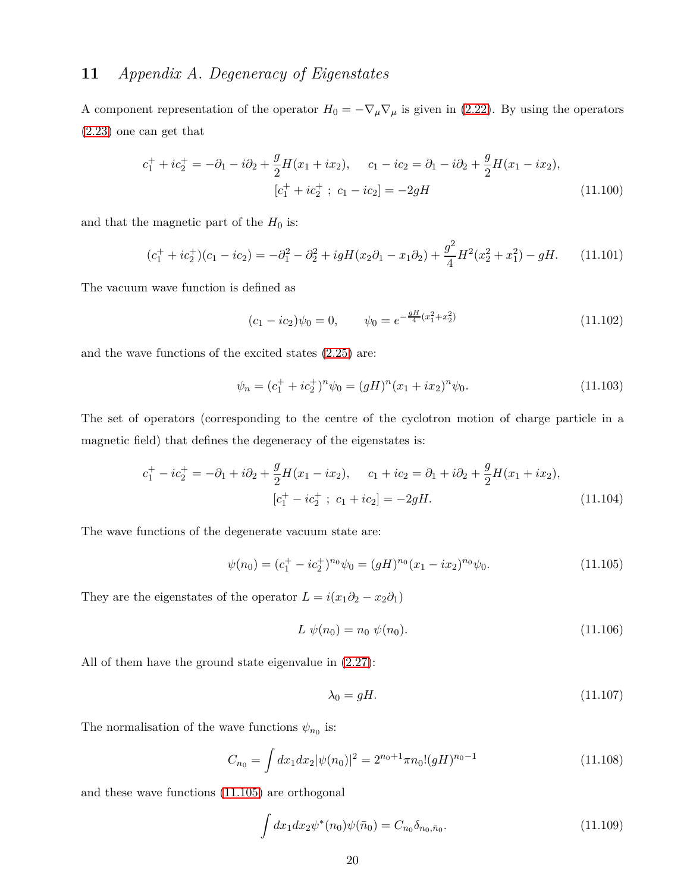# 11 *Appendix A. Degeneracy of Eigenstates*

A component representation of the operator $H_0 = -\nabla_\mu \nabla_\mu$ is given in (2.22). By using the operators (2.23) one can get that

$$
c_1^+ + ic_2^+ = -\partial_1 - i\partial_2 + \frac{g}{2}H(x_1 + ix_2), \quad c_1 - ic_2 = \partial_1 - i\partial_2 + \frac{g}{2}H(x_1 - ix_2),
$$
$$
[c_1^+ + ic_2^+ \; ; \; c_1 - ic_2] = -2gH \tag{11.100}
$$

and that the magnetic part of the $H_0$ is:

$$
(c_1^+ + ic_2^+)(c_1 - ic_2) = -\partial_1^2 - \partial_2^2 + igH(x_2\partial_1 - x_1\partial_2) + \frac{g^2}{4}H^2(x_2^2 + x_1^2) - gH. \tag{11.101}
$$

The vacuum wave function is defined as

$$
(c_1 - ic_2)\psi_0 = 0, \qquad \psi_0 = e^{-\frac{gH}{4}(x_1^2 + x_2^2)} \tag{11.102}
$$

and the wave functions of the excited states (2.25) are:

$$
\psi_n = (c_1^+ + ic_2^+)^n \psi_0 = (gH)^n (x_1 + ix_2)^n \psi_0. \tag{11.103}
$$

The set of operators (corresponding to the centre of the cyclotron motion of charge particle in a magnetic field) that defines the degeneracy of the eigenstates is:

$$
c_1^+ - ic_2^+ = -\partial_1 + i\partial_2 + \frac{g}{2}H(x_1 - ix_2), \quad c_1 + ic_2 = \partial_1 + i\partial_2 + \frac{g}{2}H(x_1 + ix_2),
$$
$$
[c_1^+ - ic_2^+ \; ; \; c_1 + ic_2] = -2gH. \tag{11.104}
$$

The wave functions of the degenerate vacuum state are:

$$
\psi(n_0) = (c_1^+ - ic_2^+)^{n_0} \psi_0 = (gH)^{n_0} (x_1 - ix_2)^{n_0} \psi_0. \tag{11.105}
$$

They are the eigenstates of the operator $L = i(x_1\partial_2 - x_2\partial_1)$

$$
L \; \psi(n_0) = n_0 \; \psi(n_0). \tag{11.106}
$$

All of them have the ground state eigenvalue in (2.27):

$$
\lambda_0 = gH. \tag{11.107}
$$

The normalisation of the wave functions $\psi_{n_0}$ is:

$$
C_{n_0} = \int dx_1 dx_2 |\psi(n_0)|^2 = 2^{n_0+1}\pi n_0! (gH)^{n_0 - 1} \tag{11.108}
$$

and these wave functions (11.105) are orthogonal

$$
\int dx_1 dx_2 \psi^*(n_0)\psi(\bar{n}_0) = C_{n_0} \delta_{n_0, \bar{n}_0}. \tag{11.109}
$$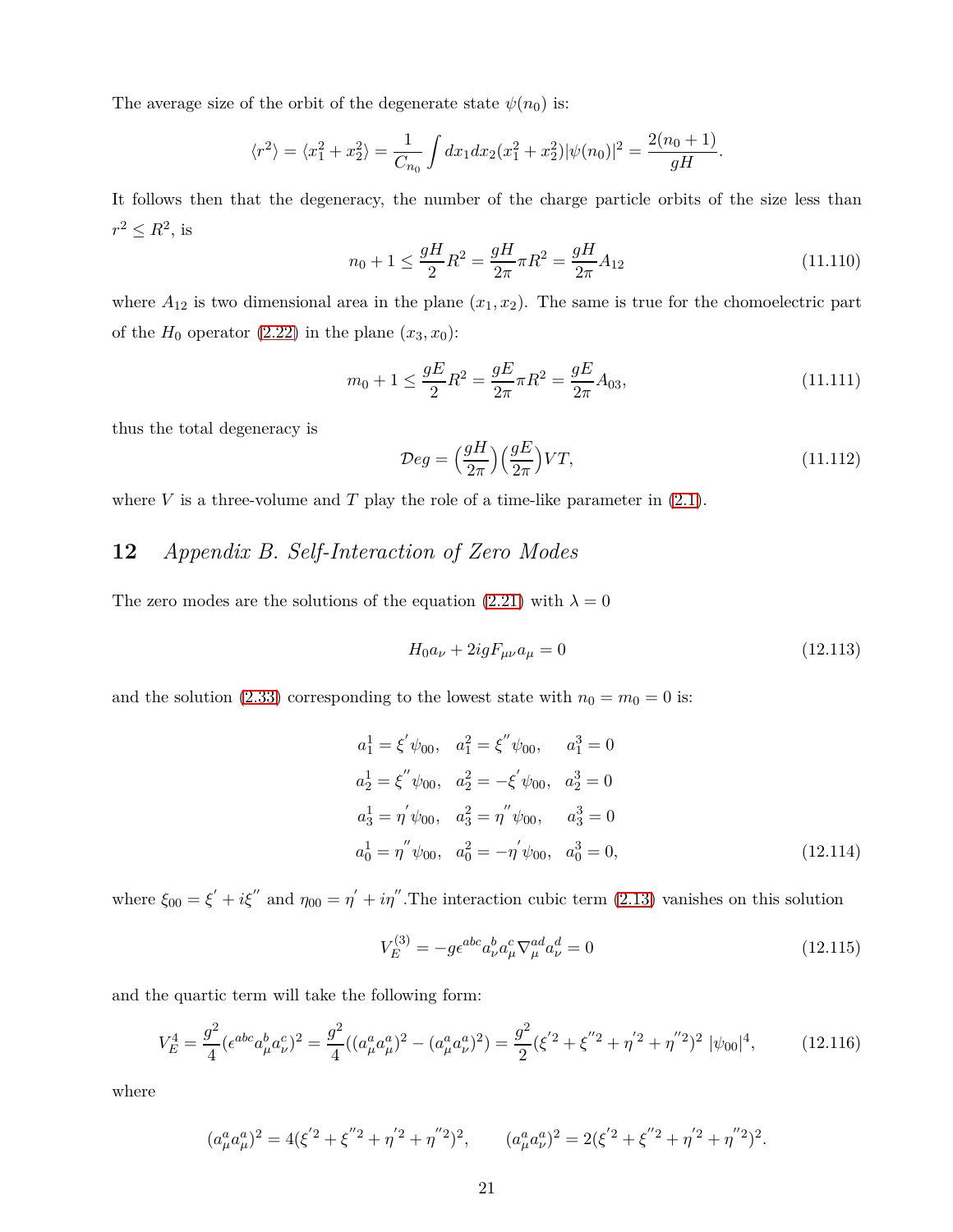The average size of the orbit of the degenerate state $\psi(n_0)$ is:

$$\langle r^2 \rangle = \langle x_1^2 + x_2^2 \rangle = \frac{1}{C_{n_0}} \int dx_1 dx_2 (x_1^2 + x_2^2) |\psi(n_0)|^2 = \frac{2(n_0+1)}{gH}.$$

It follows then that the degeneracy, the number of the charge particle orbits of the size less than $r^2 \leq R^2$, is

$$n_0 + 1 \leq \frac{gH}{2} R^2 = \frac{gH}{2\pi} \pi R^2 = \frac{gH}{2\pi} A_{12} \tag{11.110}$$

where $A_{12}$ is two dimensional area in the plane $(x_1, x_2)$. The same is true for the chomoelectric part of the $H_0$ operator (2.22) in the plane $(x_3, x_0)$:

$$m_0 + 1 \leq \frac{gE}{2} R^2 = \frac{gE}{2\pi} \pi R^2 = \frac{gE}{2\pi} A_{03}, \tag{11.111}$$

thus the total degeneracy is

$$\mathcal{D}eg = \Big(\frac{gH}{2\pi}\Big)\Big(\frac{gE}{2\pi}\Big) VT, \tag{11.112}$$

where $V$ is a three-volume and $T$ play the role of a time-like parameter in (2.1).

## 12 *Appendix B. Self-Interaction of Zero Modes*

The zero modes are the solutions of the equation (2.21) with $\lambda = 0$

$$H_0 a_\nu + 2igF_{\mu\nu} a_\mu = 0 \tag{12.113}$$

and the solution (2.33) corresponding to the lowest state with $n_0 = m_0 = 0$ is:

$$\begin{aligned}
a^1_1 &= \xi^{'} \psi_{00}, \quad a^2_1 = \xi^{''} \psi_{00}, \quad a^3_1 = 0 \\
a^1_2 &= \xi^{''} \psi_{00}, \quad a^2_2 = -\xi^{'} \psi_{00}, \quad a^3_2 = 0 \\
a^1_3 &= \eta^{'} \psi_{00}, \quad a^2_3 = \eta^{''} \psi_{00}, \quad a^3_3 = 0 \\
a^1_0 &= \eta^{''} \psi_{00}, \quad a^2_0 = -\eta^{'} \psi_{00}, \quad a^3_0 = 0,
\end{aligned} \tag{12.114}$$

where $\xi_{00} = \xi^{'} + i\xi^{''}$ and $\eta_{00} = \eta^{'} + i\eta^{''}$.The interaction cubic term (2.13) vanishes on this solution

$$V^{(3)}_E = -g\epsilon^{abc} a^b_\nu a^c_\mu \nabla^{ad}_\mu a^d_\nu = 0 \tag{12.115}$$

and the quartic term will take the following form:

$$V^4_E = \frac{g^2}{4} (\epsilon^{abc} a^b_\mu a^c_\nu)^2 = \frac{g^2}{4} ((a^a_\mu a^a_\mu)^2 - (a^a_\mu a^a_\nu)^2) = \frac{g^2}{2} (\xi^{'2} + \xi^{''2} + \eta^{'2} + \eta^{''2})^2 \; |\psi_{00}|^4, \tag{12.116}$$

where

$$(a^a_\mu a^a_\mu)^2 = 4(\xi^{'2} + \xi^{''2} + \eta^{'2} + \eta^{''2})^2, \qquad (a^a_\mu a^a_\nu)^2 = 2(\xi^{'2} + \xi^{''2} + \eta^{'2} + \eta^{''2})^2.$$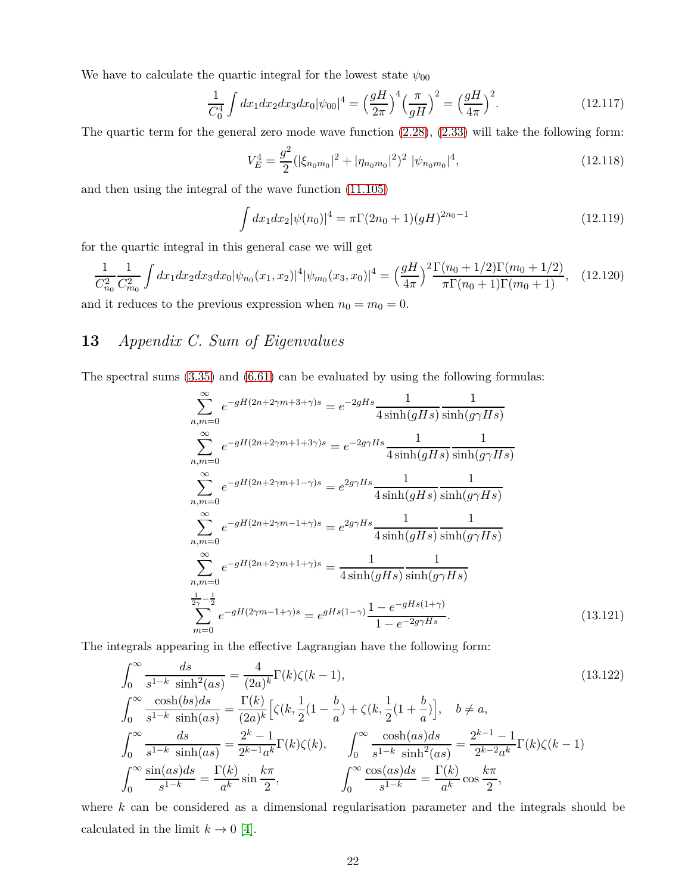We have to calculate the quartic integral for the lowest state $\psi_{00}$

$$\frac{1}{C_0^4}\int dx_1 dx_2 dx_3 dx_0 |\psi_{00}|^4 = \Big(\frac{gH}{2\pi}\Big)^4\Big(\frac{\pi}{gH}\Big)^2 = \Big(\frac{gH}{4\pi}\Big)^2. \tag{12.117}$$

The quartic term for the general zero mode wave function (2.28), (2.33) will take the following form:

$$V_E^4 = \frac{g^2}{2}(|\xi_{n_0 m_0}|^2 + |\eta_{n_0 m_0}|^2)^2 \; |\psi_{n_0 m_0}|^4, \tag{12.118}$$

and then using the integral of the wave function (11.105)

$$\int dx_1 dx_2 |\psi(n_0)|^4 = \pi\Gamma(2n_0+1)(gH)^{2n_0-1} \tag{12.119}$$

for the quartic integral in this general case we will get

$$\frac{1}{C_{n_0}^2}\frac{1}{C_{m_0}^2}\int dx_1 dx_2 dx_3 dx_0 |\psi_{n_0}(x_1,x_2)|^4 |\psi_{m_0}(x_3,x_0)|^4 = \Big(\frac{gH}{4\pi}\Big)^2 \frac{\Gamma(n_0+1/2)\Gamma(m_0+1/2)}{\pi\Gamma(n_0+1)\Gamma(m_0+1)}, \tag{12.120}$$

and it reduces to the previous expression when $n_0 = m_0 = 0$.

# 13 *Appendix C. Sum of Eigenvalues*

The spectral sums (3.35) and (6.61) can be evaluated by using the following formulas:

$$\begin{aligned}
\sum_{n,m=0}^{\infty} e^{-gH(2n+2\gamma m+3+\gamma)s} &= e^{-2gHs}\frac{1}{4\sinh(gHs)}\frac{1}{\sinh(g\gamma Hs)}\\
\sum_{n,m=0}^{\infty} e^{-gH(2n+2\gamma m+1+3\gamma)s} &= e^{-2g\gamma Hs}\frac{1}{4\sinh(gHs)}\frac{1}{\sinh(g\gamma Hs)}\\
\sum_{n,m=0}^{\infty} e^{-gH(2n+2\gamma m+1-\gamma)s} &= e^{2g\gamma Hs}\frac{1}{4\sinh(gHs)}\frac{1}{\sinh(g\gamma Hs)}\\
\sum_{n,m=0}^{\infty} e^{-gH(2n+2\gamma m-1+\gamma)s} &= e^{2g\gamma Hs}\frac{1}{4\sinh(gHs)}\frac{1}{\sinh(g\gamma Hs)}\\
\sum_{n,m=0}^{\infty} e^{-gH(2n+2\gamma m+1+\gamma)s} &= \frac{1}{4\sinh(gHs)}\frac{1}{\sinh(g\gamma Hs)}\\
\sum_{m=0}^{\frac{1}{2\gamma}-\frac{1}{2}} e^{-gH(2\gamma m-1+\gamma)s} &= e^{gHs(1-\gamma)}\frac{1-e^{-gHs(1+\gamma)}}{1-e^{-2g\gamma Hs}}.
\end{aligned} \tag{13.121}$$

The integrals appearing in the effective Lagrangian have the following form:

$$\begin{aligned}
&\int_0^\infty \frac{ds}{s^{1-k}\,\sinh^2(as)} = \frac{4}{(2a)^k}\Gamma(k)\zeta(k-1),\\
&\int_0^\infty \frac{\cosh(bs)ds}{s^{1-k}\,\sinh(as)} = \frac{\Gamma(k)}{(2a)^k}\Big[\zeta(k,\frac{1}{2}(1-\frac{b}{a}) + \zeta(k,\frac{1}{2}(1+\frac{b}{a})\Big], \quad b\neq a,\\
&\int_0^\infty \frac{ds}{s^{1-k}\,\sinh(as)} = \frac{2^k-1}{2^{k-1}a^k}\Gamma(k)\zeta(k), \qquad \int_0^\infty \frac{\cosh(as)ds}{s^{1-k}\,\sinh^2(as)} = \frac{2^{k-1}-1}{2^{k-2}a^k}\Gamma(k)\zeta(k-1)\\
&\int_0^\infty \frac{\sin(as)ds}{s^{1-k}} = \frac{\Gamma(k)}{a^k}\sin\frac{k\pi}{2}, \qquad \int_0^\infty \frac{\cos(as)ds}{s^{1-k}} = \frac{\Gamma(k)}{a^k}\cos\frac{k\pi}{2},
\end{aligned} \tag{13.122}$$

where $k$ can be considered as a dimensional regularisation parameter and the integrals should be calculated in the limit $k \to 0$ [4].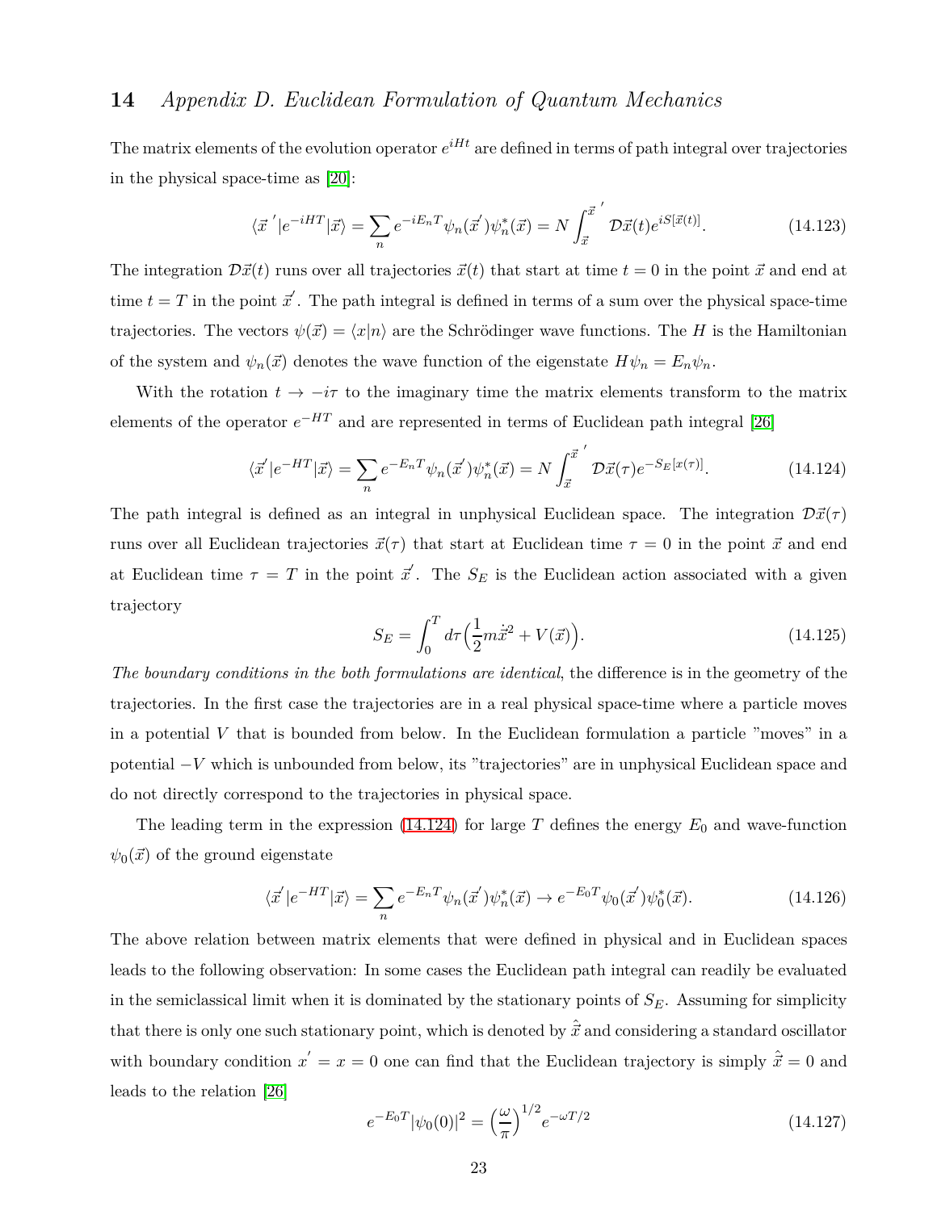# 14 Appendix D. Euclidean Formulation of Quantum Mechanics

The matrix elements of the evolution operator $e^{iHt}$ are defined in terms of path integral over trajectories in the physical space-time as [20]:

$$\langle \vec{x}\,'|e^{-iHT}|\vec{x}\rangle = \sum_n e^{-iE_nT}\psi_n(\vec{x}\,')\psi_n^*(\vec{x}) = N\int_{\vec{x}}^{\vec{x}\,'} \mathcal{D}\vec{x}(t)e^{iS[\vec{x}(t)]}. \tag{14.123}$$

The integration $\mathcal{D}\vec{x}(t)$ runs over all trajectories $\vec{x}(t)$ that start at time $t=0$ in the point $\vec{x}$ and end at time $t=T$ in the point $\vec{x}\,'$. The path integral is defined in terms of a sum over the physical space-time trajectories. The vectors $\psi(\vec{x}) = \langle x|n\rangle$ are the Schrödinger wave functions. The $H$ is the Hamiltonian of the system and $\psi_n(\vec{x})$ denotes the wave function of the eigenstate $H\psi_n = E_n\psi_n$.

With the rotation $t \to -i\tau$ to the imaginary time the matrix elements transform to the matrix elements of the operator $e^{-HT}$ and are represented in terms of Euclidean path integral [26]

$$\langle \vec{x}\,'|e^{-HT}|\vec{x}\rangle = \sum_n e^{-E_nT}\psi_n(\vec{x}\,')\psi_n^*(\vec{x}) = N\int_{\vec{x}}^{\vec{x}\,'} \mathcal{D}\vec{x}(\tau)e^{-S_E[x(\tau)]}. \tag{14.124}$$

The path integral is defined as an integral in unphysical Euclidean space. The integration $\mathcal{D}\vec{x}(\tau)$ runs over all Euclidean trajectories $\vec{x}(\tau)$ that start at Euclidean time $\tau=0$ in the point $\vec{x}$ and end at Euclidean time $\tau=T$ in the point $\vec{x}\,'$. The $S_E$ is the Euclidean action associated with a given trajectory

$$S_E = \int_0^T d\tau\Big(\frac{1}{2}m\dot{\vec{x}}^2 + V(\vec{x})\Big). \tag{14.125}$$

*The boundary conditions in the both formulations are identical*, the difference is in the geometry of the trajectories. In the first case the trajectories are in a real physical space-time where a particle moves in a potential $V$ that is bounded from below. In the Euclidean formulation a particle "moves" in a potential $-V$ which is unbounded from below, its "trajectories" are in unphysical Euclidean space and do not directly correspond to the trajectories in physical space.

The leading term in the expression (14.124) for large $T$ defines the energy $E_0$ and wave-function $\psi_0(\vec{x})$ of the ground eigenstate

$$\langle \vec{x}\,'|e^{-HT}|\vec{x}\rangle = \sum_n e^{-E_nT}\psi_n(\vec{x}\,')\psi_n^*(\vec{x}) \to e^{-E_0T}\psi_0(\vec{x}\,')\psi_0^*(\vec{x}). \tag{14.126}$$

The above relation between matrix elements that were defined in physical and in Euclidean spaces leads to the following observation: In some cases the Euclidean path integral can readily be evaluated in the semiclassical limit when it is dominated by the stationary points of $S_E$. Assuming for simplicity that there is only one such stationary point, which is denoted by $\hat{\vec{x}}$ and considering a standard oscillator with boundary condition $x' = x = 0$ one can find that the Euclidean trajectory is simply $\hat{\vec{x}} = 0$ and leads to the relation [26]

$$e^{-E_0T}|\psi_0(0)|^2 = \Big(\frac{\omega}{\pi}\Big)^{1/2}e^{-\omega T/2} \tag{14.127}$$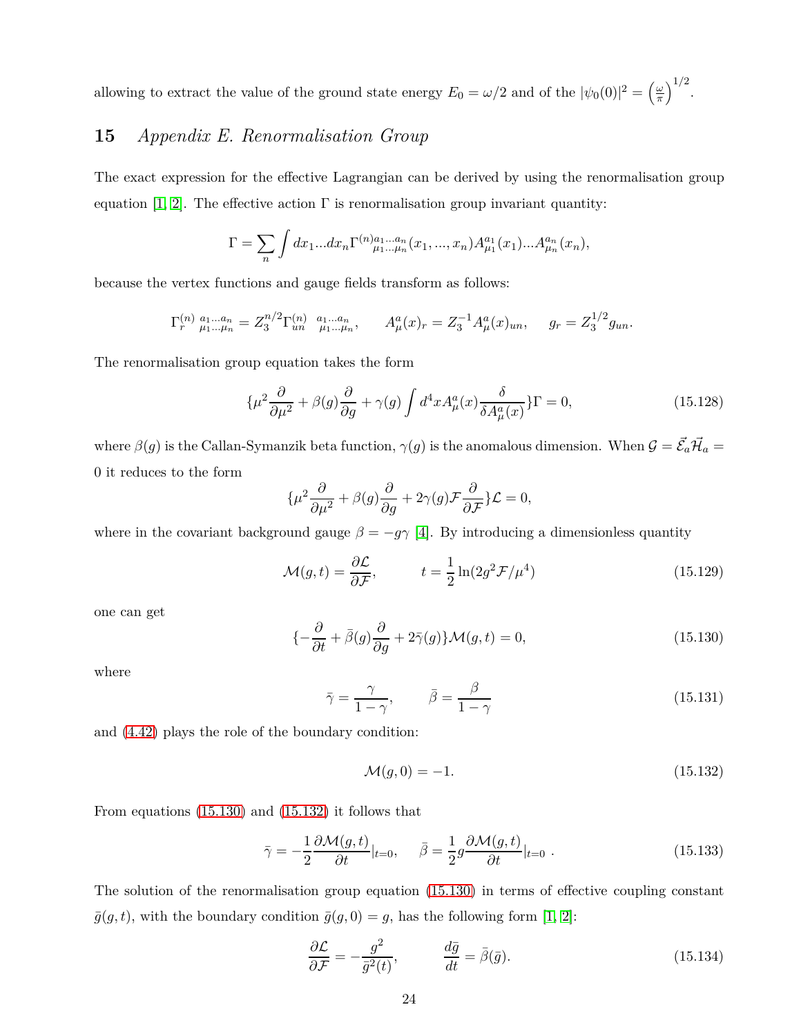allowing to extract the value of the ground state energy $E_0 = \omega/2$ and of the $|\psi_0(0)|^2 = \left(\frac{\omega}{\pi}\right)^{1/2}$.

# 15 *Appendix E. Renormalisation Group*

The exact expression for the effective Lagrangian can be derived by using the renormalisation group equation [1, 2]. The effective action $\Gamma$ is renormalisation group invariant quantity:

$$\Gamma = \sum_n \int dx_1...dx_n \Gamma^{(n)a_1...a_n}_{\mu_1...\mu_n}(x_1,...,x_n) A^{a_1}_{\mu_1}(x_1)...A^{a_n}_{\mu_n}(x_n),$$

because the vertex functions and gauge fields transform as follows:

$$\Gamma^{(n)}_{r}{}^{a_1...a_n}_{\mu_1...\mu_n} = Z_3^{n/2}\Gamma^{(n)}_{un}{}^{a_1...a_n}_{\mu_1...\mu_n}, \qquad A^a_\mu(x)_r = Z_3^{-1}A^a_\mu(x)_{un}, \quad g_r = Z_3^{1/2}g_{un}.$$

The renormalisation group equation takes the form

$$\{\mu^2\frac{\partial}{\partial \mu^2} + \beta(g)\frac{\partial}{\partial g} + \gamma(g)\int d^4x A^a_\mu(x)\frac{\delta}{\delta A^a_\mu(x)}\}\Gamma = 0, \tag{15.128}$$

where $\beta(g)$ is the Callan-Symanzik beta function, $\gamma(g)$ is the anomalous dimension. When $\mathcal{G} = \vec{\mathcal{E}}_a\vec{\mathcal{H}}_a = 0$ it reduces to the form

$$\{\mu^2\frac{\partial}{\partial \mu^2} + \beta(g)\frac{\partial}{\partial g} + 2\gamma(g)\mathcal{F}\frac{\partial}{\partial \mathcal{F}}\}\mathcal{L} = 0,$$

where in the covariant background gauge $\beta = -g\gamma$ [4]. By introducing a dimensionless quantity

$$\mathcal{M}(g,t) = \frac{\partial \mathcal{L}}{\partial \mathcal{F}}, \qquad t = \frac{1}{2}\ln(2g^2\mathcal{F}/\mu^4) \tag{15.129}$$

one can get

$$\{-\frac{\partial}{\partial t} + \bar{\beta}(g)\frac{\partial}{\partial g} + 2\bar{\gamma}(g)\}\mathcal{M}(g,t) = 0, \tag{15.130}$$

where

$$\bar{\gamma} = \frac{\gamma}{1-\gamma}, \qquad \bar{\beta} = \frac{\beta}{1-\gamma} \tag{15.131}$$

and (4.42) plays the role of the boundary condition:

$$\mathcal{M}(g,0) = -1. \tag{15.132}$$

From equations (15.130) and (15.132) it follows that

$$\bar{\gamma} = -\frac{1}{2}\frac{\partial \mathcal{M}(g,t)}{\partial t}|_{t=0}, \qquad \bar{\beta} = \frac{1}{2}g\frac{\partial \mathcal{M}(g,t)}{\partial t}|_{t=0}\ . \tag{15.133}$$

The solution of the renormalisation group equation (15.130) in terms of effective coupling constant $\bar{g}(g,t)$, with the boundary condition $\bar{g}(g,0) = g$, has the following form [1, 2]:

$$\frac{\partial \mathcal{L}}{\partial \mathcal{F}} = -\frac{g^2}{\bar{g}^2(t)}, \qquad \frac{d\bar{g}}{dt} = \bar{\beta}(\bar{g}). \tag{15.134}$$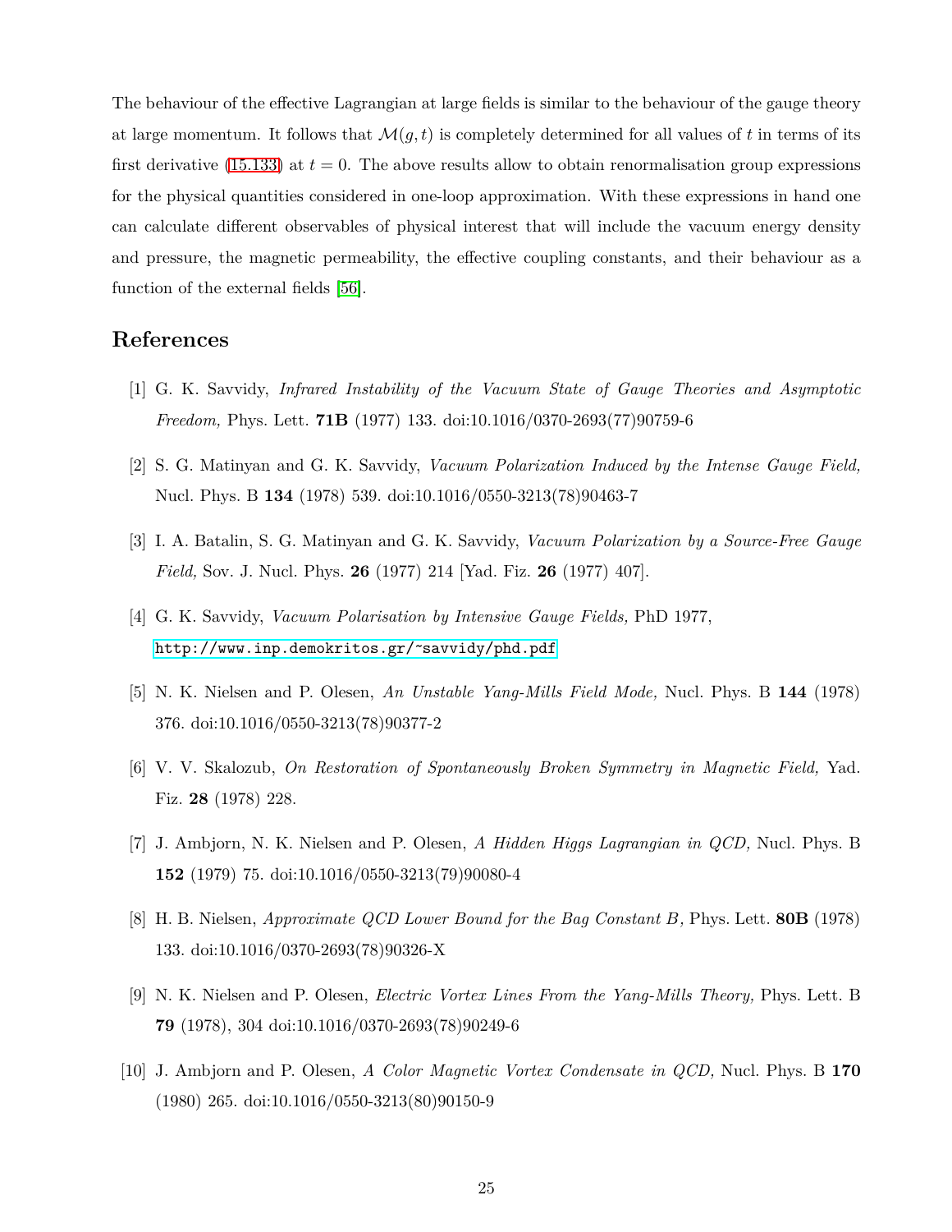The behaviour of the effective Lagrangian at large fields is similar to the behaviour of the gauge theory at large momentum. It follows that $\mathcal{M}(g,t)$ is completely determined for all values of $t$ in terms of its first derivative (15.133) at $t=0$. The above results allow to obtain renormalisation group expressions for the physical quantities considered in one-loop approximation. With these expressions in hand one can calculate different observables of physical interest that will include the vacuum energy density and pressure, the magnetic permeability, the effective coupling constants, and their behaviour as a function of the external fields [56].

## References

[1] G. K. Savvidy, *Infrared Instability of the Vacuum State of Gauge Theories and Asymptotic Freedom,* Phys. Lett. **71B** (1977) 133. doi:10.1016/0370-2693(77)90759-6

[2] S. G. Matinyan and G. K. Savvidy, *Vacuum Polarization Induced by the Intense Gauge Field,* Nucl. Phys. B **134** (1978) 539. doi:10.1016/0550-3213(78)90463-7

[3] I. A. Batalin, S. G. Matinyan and G. K. Savvidy, *Vacuum Polarization by a Source-Free Gauge Field,* Sov. J. Nucl. Phys. **26** (1977) 214 [Yad. Fiz. **26** (1977) 407].

[4] G. K. Savvidy, *Vacuum Polarisation by Intensive Gauge Fields,* PhD 1977, http://www.inp.demokritos.gr/~savvidy/phd.pdf

[5] N. K. Nielsen and P. Olesen, *An Unstable Yang-Mills Field Mode,* Nucl. Phys. B **144** (1978) 376. doi:10.1016/0550-3213(78)90377-2

[6] V. V. Skalozub, *On Restoration of Spontaneously Broken Symmetry in Magnetic Field,* Yad. Fiz. **28** (1978) 228.

[7] J. Ambjorn, N. K. Nielsen and P. Olesen, *A Hidden Higgs Lagrangian in QCD,* Nucl. Phys. B **152** (1979) 75. doi:10.1016/0550-3213(79)90080-4

[8] H. B. Nielsen, *Approximate QCD Lower Bound for the Bag Constant B,* Phys. Lett. **80B** (1978) 133. doi:10.1016/0370-2693(78)90326-X

[9] N. K. Nielsen and P. Olesen, *Electric Vortex Lines From the Yang-Mills Theory,* Phys. Lett. B **79** (1978), 304 doi:10.1016/0370-2693(78)90249-6

[10] J. Ambjorn and P. Olesen, *A Color Magnetic Vortex Condensate in QCD,* Nucl. Phys. B **170** (1980) 265. doi:10.1016/0550-3213(80)90150-9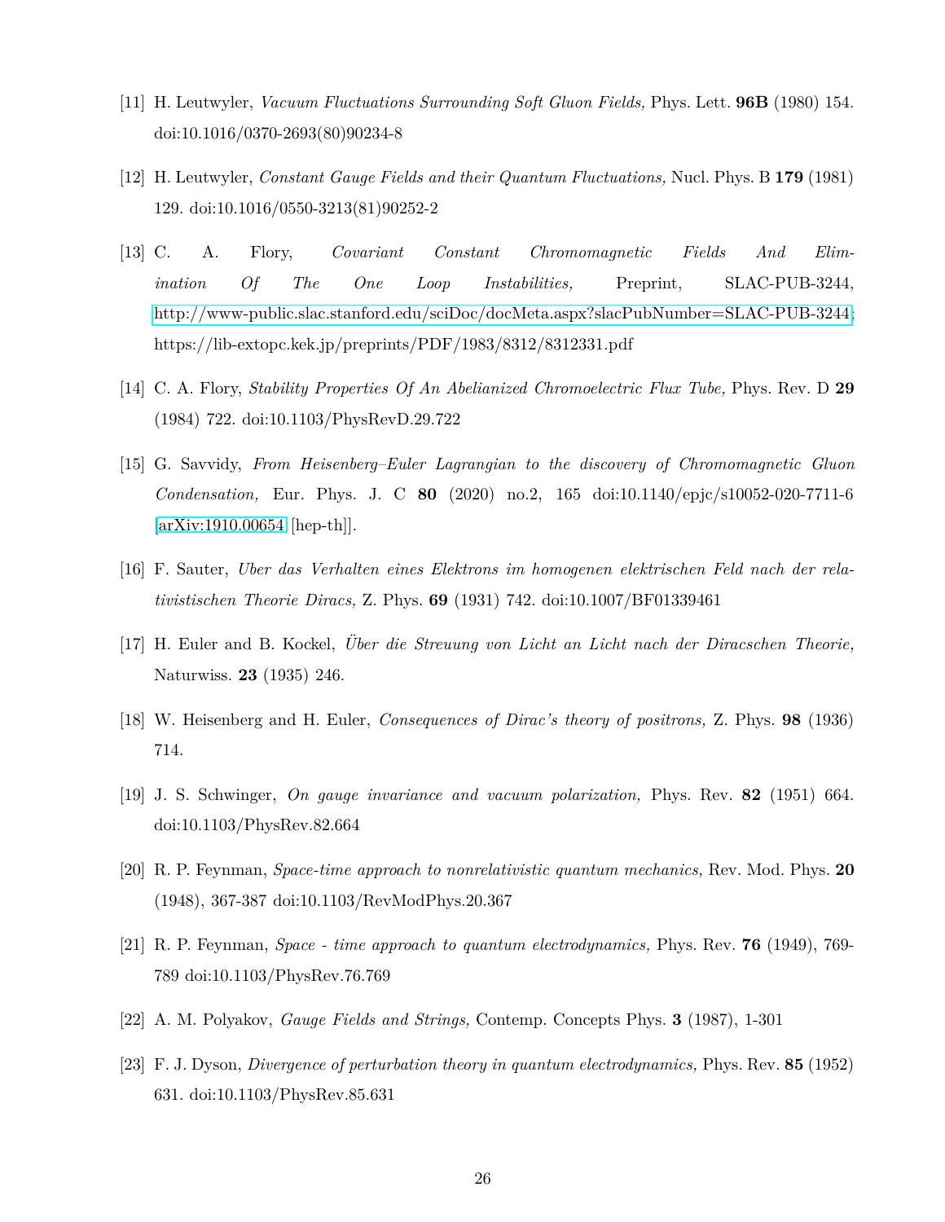[11] H. Leutwyler, *Vacuum Fluctuations Surrounding Soft Gluon Fields,* Phys. Lett. **96B** (1980) 154. doi:10.1016/0370-2693(80)90234-8

[12] H. Leutwyler, *Constant Gauge Fields and their Quantum Fluctuations,* Nucl. Phys. B **179** (1981) 129. doi:10.1016/0550-3213(81)90252-2

[13] C. A. Flory, *Covariant Constant Chromomagnetic Fields And Elimination Of The One Loop Instabilities,* Preprint, SLAC-PUB-3244, http://www-public.slac.stanford.edu/sciDoc/docMeta.aspx?slacPubNumber=SLAC-PUB-3244; https://lib-extopc.kek.jp/preprints/PDF/1983/8312/8312331.pdf

[14] C. A. Flory, *Stability Properties Of An Abelianized Chromoelectric Flux Tube,* Phys. Rev. D **29** (1984) 722. doi:10.1103/PhysRevD.29.722

[15] G. Savvidy, *From Heisenberg–Euler Lagrangian to the discovery of Chromomagnetic Gluon Condensation,* Eur. Phys. J. C **80** (2020) no.2, 165 doi:10.1140/epjc/s10052-020-7711-6 [arXiv:1910.00654 [hep-th]].

[16] F. Sauter, *Uber das Verhalten eines Elektrons im homogenen elektrischen Feld nach der relativistischen Theorie Diracs,* Z. Phys. **69** (1931) 742. doi:10.1007/BF01339461

[17] H. Euler and B. Kockel, *Über die Streuung von Licht an Licht nach der Diracschen Theorie,* Naturwiss. **23** (1935) 246.

[18] W. Heisenberg and H. Euler, *Consequences of Dirac's theory of positrons,* Z. Phys. **98** (1936) 714.

[19] J. S. Schwinger, *On gauge invariance and vacuum polarization,* Phys. Rev. **82** (1951) 664. doi:10.1103/PhysRev.82.664

[20] R. P. Feynman, *Space-time approach to nonrelativistic quantum mechanics,* Rev. Mod. Phys. **20** (1948), 367-387 doi:10.1103/RevModPhys.20.367

[21] R. P. Feynman, *Space - time approach to quantum electrodynamics,* Phys. Rev. **76** (1949), 769-789 doi:10.1103/PhysRev.76.769

[22] A. M. Polyakov, *Gauge Fields and Strings,* Contemp. Concepts Phys. **3** (1987), 1-301

[23] F. J. Dyson, *Divergence of perturbation theory in quantum electrodynamics,* Phys. Rev. **85** (1952) 631. doi:10.1103/PhysRev.85.631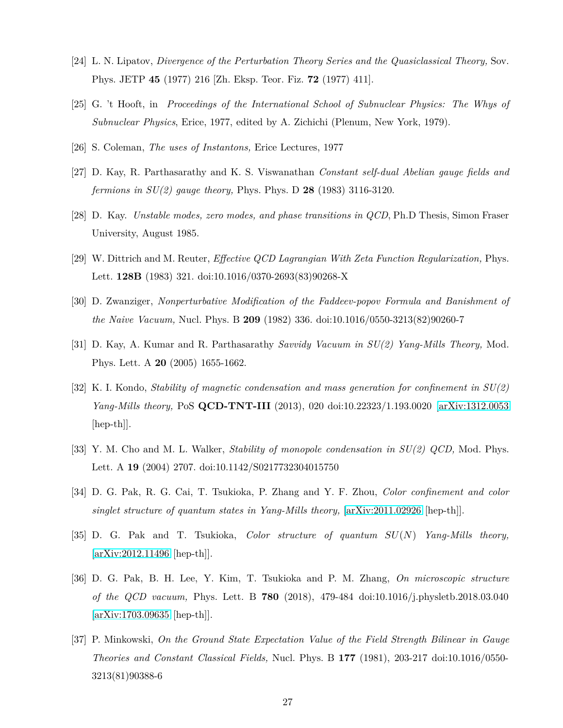[24] L. N. Lipatov, *Divergence of the Perturbation Theory Series and the Quasiclassical Theory,* Sov. Phys. JETP **45** (1977) 216 [Zh. Eksp. Teor. Fiz. **72** (1977) 411].

[25] G. 't Hooft, in *Proceedings of the International School of Subnuclear Physics: The Whys of Subnuclear Physics*, Erice, 1977, edited by A. Zichichi (Plenum, New York, 1979).

[26] S. Coleman, *The uses of Instantons,* Erice Lectures, 1977

[27] D. Kay, R. Parthasarathy and K. S. Viswanathan *Constant self-dual Abelian gauge fields and fermions in SU(2) gauge theory,* Phys. Phys. D **28** (1983) 3116-3120.

[28] D. Kay. *Unstable modes, zero modes, and phase transitions in QCD*, Ph.D Thesis, Simon Fraser University, August 1985.

[29] W. Dittrich and M. Reuter, *Effective QCD Lagrangian With Zeta Function Regularization,* Phys. Lett. **128B** (1983) 321. doi:10.1016/0370-2693(83)90268-X

[30] D. Zwanziger, *Nonperturbative Modification of the Faddeev-popov Formula and Banishment of the Naive Vacuum,* Nucl. Phys. B **209** (1982) 336. doi:10.1016/0550-3213(82)90260-7

[31] D. Kay, A. Kumar and R. Parthasarathy *Savvidy Vacuum in SU(2) Yang-Mills Theory,* Mod. Phys. Lett. A **20** (2005) 1655-1662.

[32] K. I. Kondo, *Stability of magnetic condensation and mass generation for confinement in SU(2) Yang-Mills theory,* PoS **QCD-TNT-III** (2013), 020 doi:10.22323/1.193.0020 [arXiv:1312.0053 [hep-th]].

[33] Y. M. Cho and M. L. Walker, *Stability of monopole condensation in SU(2) QCD,* Mod. Phys. Lett. A **19** (2004) 2707. doi:10.1142/S0217732304015750

[34] D. G. Pak, R. G. Cai, T. Tsukioka, P. Zhang and Y. F. Zhou, *Color confinement and color singlet structure of quantum states in Yang-Mills theory,* [arXiv:2011.02926 [hep-th]].

[35] D. G. Pak and T. Tsukioka, *Color structure of quantum $SU(N)$ Yang-Mills theory,* [arXiv:2012.11496 [hep-th]].

[36] D. G. Pak, B. H. Lee, Y. Kim, T. Tsukioka and P. M. Zhang, *On microscopic structure of the QCD vacuum,* Phys. Lett. B **780** (2018), 479-484 doi:10.1016/j.physletb.2018.03.040 [arXiv:1703.09635 [hep-th]].

[37] P. Minkowski, *On the Ground State Expectation Value of the Field Strength Bilinear in Gauge Theories and Constant Classical Fields,* Nucl. Phys. B **177** (1981), 203-217 doi:10.1016/0550-3213(81)90388-6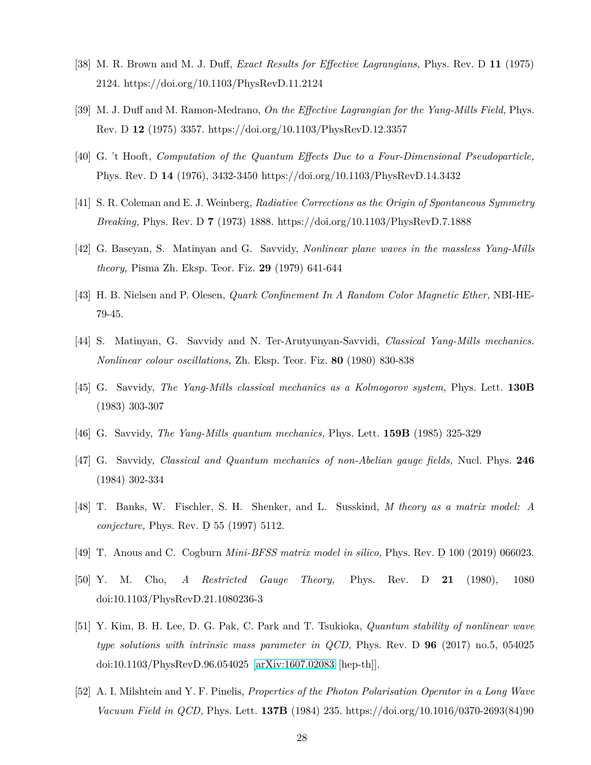[38] M. R. Brown and M. J. Duff, *Exact Results for Effective Lagrangians,* Phys. Rev. D **11** (1975) 2124. https://doi.org/10.1103/PhysRevD.11.2124

[39] M. J. Duff and M. Ramon-Medrano, *On the Effective Lagrangian for the Yang-Mills Field,* Phys. Rev. D **12** (1975) 3357. https://doi.org/10.1103/PhysRevD.12.3357

[40] G. 't Hooft, *Computation of the Quantum Effects Due to a Four-Dimensional Pseudoparticle,* Phys. Rev. D **14** (1976), 3432-3450 https://doi.org/10.1103/PhysRevD.14.3432

[41] S. R. Coleman and E. J. Weinberg, *Radiative Corrections as the Origin of Spontaneous Symmetry Breaking,* Phys. Rev. D **7** (1973) 1888. https://doi.org/10.1103/PhysRevD.7.1888

[42] G. Baseyan, S. Matinyan and G. Savvidy, *Nonlinear plane waves in the massless Yang-Mills theory,* Pisma Zh. Eksp. Teor. Fiz. **29** (1979) 641-644

[43] H. B. Nielsen and P. Olesen, *Quark Confinement In A Random Color Magnetic Ether,* NBI-HE-79-45.

[44] S. Matinyan, G. Savvidy and N. Ter-Arutyunyan-Savvidi, *Classical Yang-Mills mechanics. Nonlinear colour oscillations,* Zh. Eksp. Teor. Fiz. **80** (1980) 830-838

[45] G. Savvidy, *The Yang-Mills classical mechanics as a Kolmogorov system,* Phys. Lett. **130B** (1983) 303-307

[46] G. Savvidy, *The Yang-Mills quantum mechanics,* Phys. Lett. **159B** (1985) 325-329

[47] G. Savvidy, *Classical and Quantum mechanics of non-Abelian gauge fields,* Nucl. Phys. **246** (1984) 302-334

[48] T. Banks, W. Fischler, S. H. Shenker, and L. Susskind, *M theory as a matrix model: A conjecture,* Phys. Rev. D 55 (1997) 5112.

[49] T. Anous and C. Cogburn *Mini-BFSS matrix model in silico,* Phys. Rev. D 100 (2019) 066023.

[50] Y. M. Cho, *A Restricted Gauge Theory,* Phys. Rev. D **21** (1980), 1080 doi:10.1103/PhysRevD.21.1080236-3

[51] Y. Kim, B. H. Lee, D. G. Pak, C. Park and T. Tsukioka, *Quantum stability of nonlinear wave type solutions with intrinsic mass parameter in QCD,* Phys. Rev. D **96** (2017) no.5, 054025 doi:10.1103/PhysRevD.96.054025 [arXiv:1607.02083 [hep-th]].

[52] A. I. Milshtein and Y. F. Pinelis, *Properties of the Photon Polarisation Operator in a Long Wave Vacuum Field in QCD,* Phys. Lett. **137B** (1984) 235. https://doi.org/10.1016/0370-2693(84)90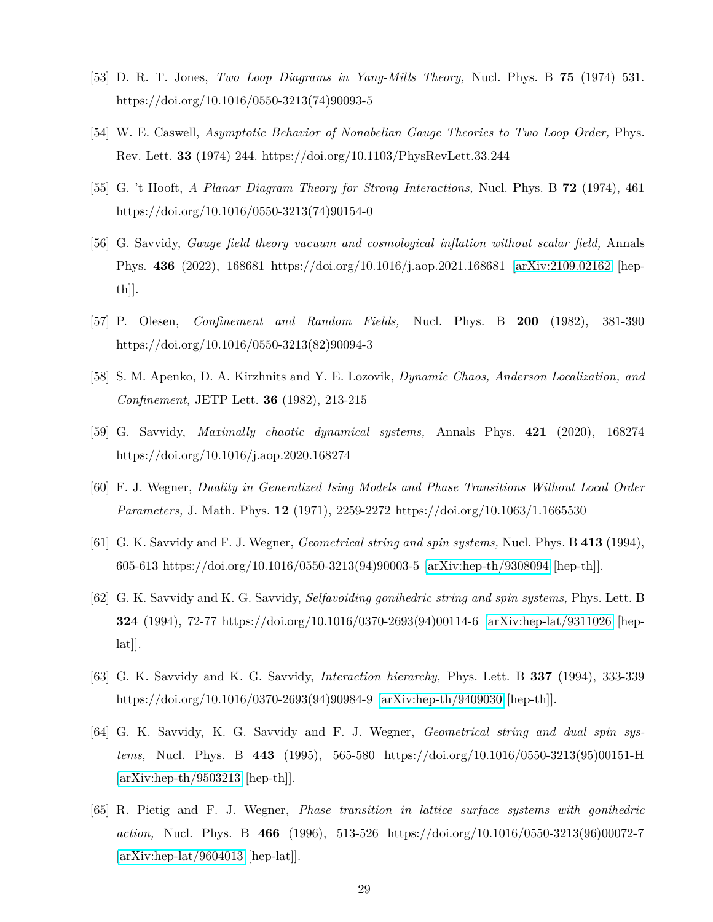[53] D. R. T. Jones, *Two Loop Diagrams in Yang-Mills Theory,* Nucl. Phys. B **75** (1974) 531. https://doi.org/10.1016/0550-3213(74)90093-5

[54] W. E. Caswell, *Asymptotic Behavior of Nonabelian Gauge Theories to Two Loop Order,* Phys. Rev. Lett. **33** (1974) 244. https://doi.org/10.1103/PhysRevLett.33.244

[55] G. 't Hooft, *A Planar Diagram Theory for Strong Interactions,* Nucl. Phys. B **72** (1974), 461 https://doi.org/10.1016/0550-3213(74)90154-0

[56] G. Savvidy, *Gauge field theory vacuum and cosmological inflation without scalar field,* Annals Phys. **436** (2022), 168681 https://doi.org/10.1016/j.aop.2021.168681 [arXiv:2109.02162 [hep-th]].

[57] P. Olesen, *Confinement and Random Fields,* Nucl. Phys. B **200** (1982), 381-390 https://doi.org/10.1016/0550-3213(82)90094-3

[58] S. M. Apenko, D. A. Kirzhnits and Y. E. Lozovik, *Dynamic Chaos, Anderson Localization, and Confinement,* JETP Lett. **36** (1982), 213-215

[59] G. Savvidy, *Maximally chaotic dynamical systems,* Annals Phys. **421** (2020), 168274 https://doi.org/10.1016/j.aop.2020.168274

[60] F. J. Wegner, *Duality in Generalized Ising Models and Phase Transitions Without Local Order Parameters,* J. Math. Phys. **12** (1971), 2259-2272 https://doi.org/10.1063/1.1665530

[61] G. K. Savvidy and F. J. Wegner, *Geometrical string and spin systems,* Nucl. Phys. B **413** (1994), 605-613 https://doi.org/10.1016/0550-3213(94)90003-5 [arXiv:hep-th/9308094 [hep-th]].

[62] G. K. Savvidy and K. G. Savvidy, *Selfavoiding gonihedric string and spin systems,* Phys. Lett. B **324** (1994), 72-77 https://doi.org/10.1016/0370-2693(94)00114-6 [arXiv:hep-lat/9311026 [hep-lat]].

[63] G. K. Savvidy and K. G. Savvidy, *Interaction hierarchy,* Phys. Lett. B **337** (1994), 333-339 https://doi.org/10.1016/0370-2693(94)90984-9 [arXiv:hep-th/9409030 [hep-th]].

[64] G. K. Savvidy, K. G. Savvidy and F. J. Wegner, *Geometrical string and dual spin systems,* Nucl. Phys. B **443** (1995), 565-580 https://doi.org/10.1016/0550-3213(95)00151-H [arXiv:hep-th/9503213 [hep-th]].

[65] R. Pietig and F. J. Wegner, *Phase transition in lattice surface systems with gonihedric action,* Nucl. Phys. B **466** (1996), 513-526 https://doi.org/10.1016/0550-3213(96)00072-7 [arXiv:hep-lat/9604013 [hep-lat]].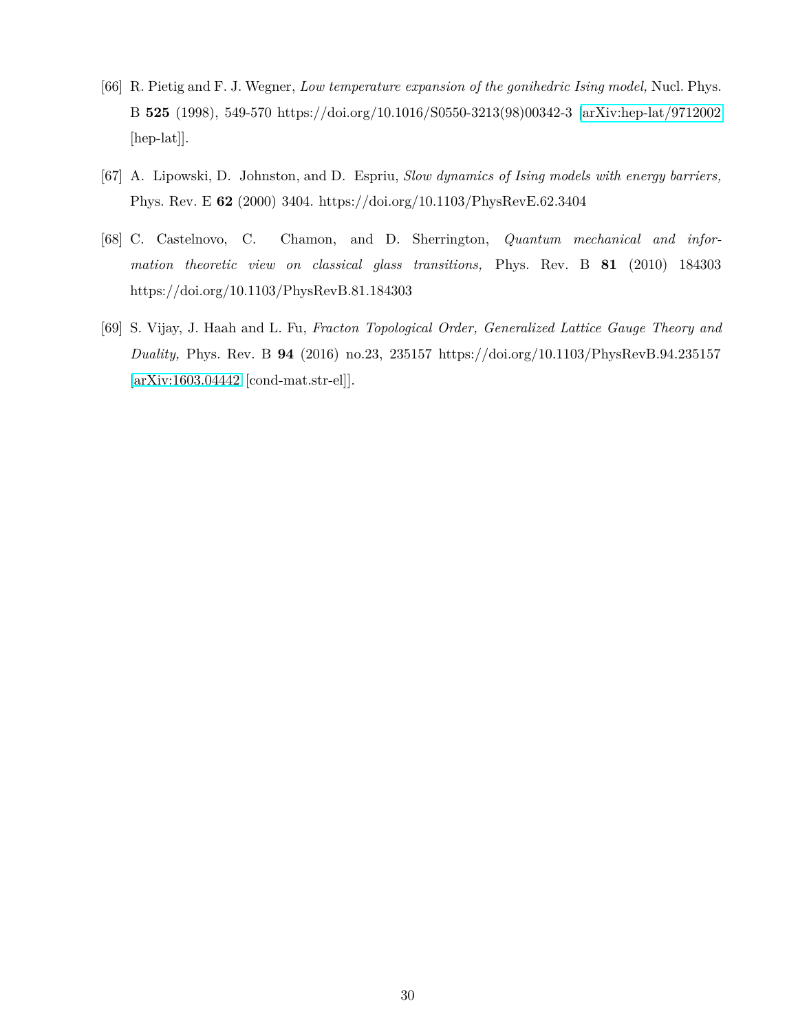[66] R. Pietig and F. J. Wegner, *Low temperature expansion of the gonihedric Ising model,* Nucl. Phys. B **525** (1998), 549-570 https://doi.org/10.1016/S0550-3213(98)00342-3 [arXiv:hep-lat/9712002 [hep-lat]].

[67] A. Lipowski, D. Johnston, and D. Espriu, *Slow dynamics of Ising models with energy barriers,* Phys. Rev. E **62** (2000) 3404. https://doi.org/10.1103/PhysRevE.62.3404

[68] C. Castelnovo, C. Chamon, and D. Sherrington, *Quantum mechanical and information theoretic view on classical glass transitions,* Phys. Rev. B **81** (2010) 184303 https://doi.org/10.1103/PhysRevB.81.184303

[69] S. Vijay, J. Haah and L. Fu, *Fracton Topological Order, Generalized Lattice Gauge Theory and Duality,* Phys. Rev. B **94** (2016) no.23, 235157 https://doi.org/10.1103/PhysRevB.94.235157 [arXiv:1603.04442 [cond-mat.str-el]].